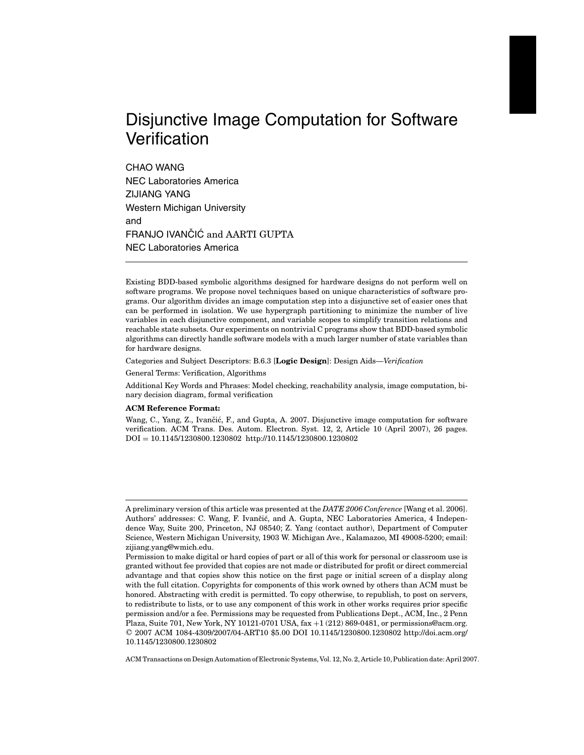# Disjunctive Image Computation for Software Verification

CHAO WANG
NEC Laboratories America
ZIJIANG YANG
Western Michigan University
and
FRANJO IVANČIĆ and AARTI GUPTA
NEC Laboratories America

---

Existing BDD-based symbolic algorithms designed for hardware designs do not perform well on software programs. We propose novel techniques based on unique characteristics of software programs. Our algorithm divides an image computation step into a disjunctive set of easier ones that can be performed in isolation. We use hypergraph partitioning to minimize the number of live variables in each disjunctive component, and variable scopes to simplify transition relations and reachable state subsets. Our experiments on nontrivial C programs show that BDD-based symbolic algorithms can directly handle software models with a much larger number of state variables than for hardware designs.

Categories and Subject Descriptors: B.6.3 [**Logic Design**]: Design Aids—*Verification*

General Terms: Verification, Algorithms

Additional Key Words and Phrases: Model checking, reachability analysis, image computation, binary decision diagram, formal verification

**ACM Reference Format:**

Wang, C., Yang, Z., Ivančić, F., and Gupta, A. 2007. Disjunctive image computation for software verification. ACM Trans. Des. Autom. Electron. Syst. 12, 2, Article 10 (April 2007), 26 pages. DOI = 10.1145/1230800.1230802 http://10.1145/1230800.1230802

---

A preliminary version of this article was presented at the *DATE 2006 Conference* [Wang et al. 2006].
Authors' addresses: C. Wang, F. Ivančić, and A. Gupta, NEC Laboratories America, 4 Independence Way, Suite 200, Princeton, NJ 08540; Z. Yang (contact author), Department of Computer Science, Western Michigan University, 1903 W. Michigan Ave., Kalamazoo, MI 49008-5200; email: zijiang.yang@wmich.edu.
Permission to make digital or hard copies of part or all of this work for personal or classroom use is granted without fee provided that copies are not made or distributed for profit or direct commercial advantage and that copies show this notice on the first page or initial screen of a display along with the full citation. Copyrights for components of this work owned by others than ACM must be honored. Abstracting with credit is permitted. To copy otherwise, to republish, to post on servers, to redistribute to lists, or to use any component of this work in other works requires prior specific permission and/or a fee. Permissions may be requested from Publications Dept., ACM, Inc., 2 Penn Plaza, Suite 701, New York, NY 10121-0701 USA, fax +1 (212) 869-0481, or permissions@acm.org.
© 2007 ACM 1084-4309/2007/04-ART10 $5.00 DOI 10.1145/1230800.1230802 http://doi.acm.org/10.1145/1230800.1230802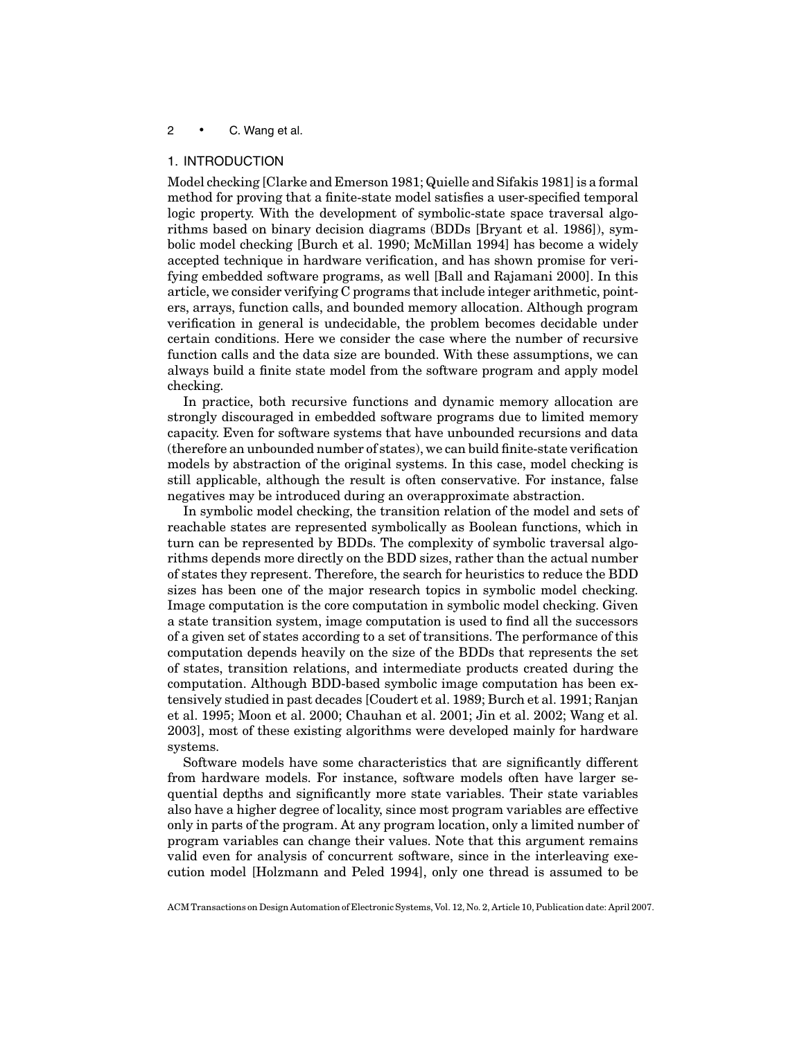## 1. INTRODUCTION

Model checking [Clarke and Emerson 1981; Quielle and Sifakis 1981] is a formal method for proving that a finite-state model satisfies a user-specified temporal logic property. With the development of symbolic-state space traversal algorithms based on binary decision diagrams (BDDs [Bryant et al. 1986]), symbolic model checking [Burch et al. 1990; McMillan 1994] has become a widely accepted technique in hardware verification, and has shown promise for verifying embedded software programs, as well [Ball and Rajamani 2000]. In this article, we consider verifying C programs that include integer arithmetic, pointers, arrays, function calls, and bounded memory allocation. Although program verification in general is undecidable, the problem becomes decidable under certain conditions. Here we consider the case where the number of recursive function calls and the data size are bounded. With these assumptions, we can always build a finite state model from the software program and apply model checking.

In practice, both recursive functions and dynamic memory allocation are strongly discouraged in embedded software programs due to limited memory capacity. Even for software systems that have unbounded recursions and data (therefore an unbounded number of states), we can build finite-state verification models by abstraction of the original systems. In this case, model checking is still applicable, although the result is often conservative. For instance, false negatives may be introduced during an overapproximate abstraction.

In symbolic model checking, the transition relation of the model and sets of reachable states are represented symbolically as Boolean functions, which in turn can be represented by BDDs. The complexity of symbolic traversal algorithms depends more directly on the BDD sizes, rather than the actual number of states they represent. Therefore, the search for heuristics to reduce the BDD sizes has been one of the major research topics in symbolic model checking. Image computation is the core computation in symbolic model checking. Given a state transition system, image computation is used to find all the successors of a given set of states according to a set of transitions. The performance of this computation depends heavily on the size of the BDDs that represents the set of states, transition relations, and intermediate products created during the computation. Although BDD-based symbolic image computation has been extensively studied in past decades [Coudert et al. 1989; Burch et al. 1991; Ranjan et al. 1995; Moon et al. 2000; Chauhan et al. 2001; Jin et al. 2002; Wang et al. 2003], most of these existing algorithms were developed mainly for hardware systems.

Software models have some characteristics that are significantly different from hardware models. For instance, software models often have larger sequential depths and significantly more state variables. Their state variables also have a higher degree of locality, since most program variables are effective only in parts of the program. At any program location, only a limited number of program variables can change their values. Note that this argument remains valid even for analysis of concurrent software, since in the interleaving execution model [Holzmann and Peled 1994], only one thread is assumed to be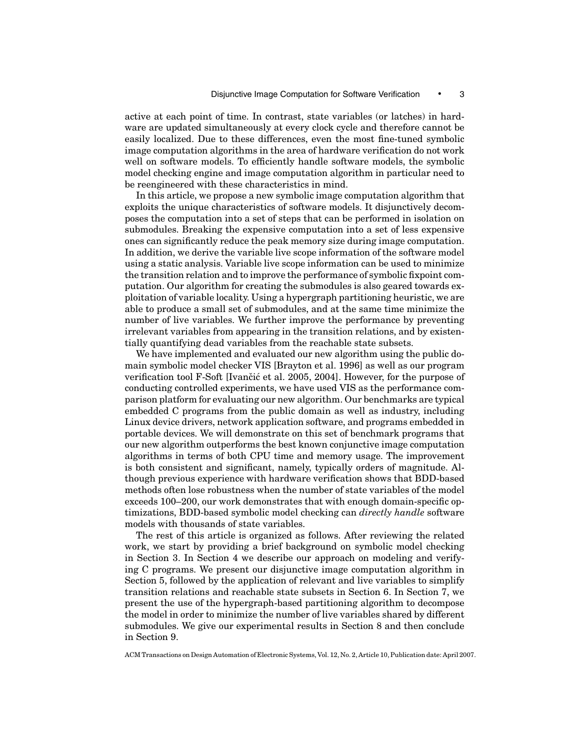active at each point of time. In contrast, state variables (or latches) in hardware are updated simultaneously at every clock cycle and therefore cannot be easily localized. Due to these differences, even the most fine-tuned symbolic image computation algorithms in the area of hardware verification do not work well on software models. To efficiently handle software models, the symbolic model checking engine and image computation algorithm in particular need to be reengineered with these characteristics in mind.

In this article, we propose a new symbolic image computation algorithm that exploits the unique characteristics of software models. It disjunctively decomposes the computation into a set of steps that can be performed in isolation on submodules. Breaking the expensive computation into a set of less expensive ones can significantly reduce the peak memory size during image computation. In addition, we derive the variable live scope information of the software model using a static analysis. Variable live scope information can be used to minimize the transition relation and to improve the performance of symbolic fixpoint computation. Our algorithm for creating the submodules is also geared towards exploitation of variable locality. Using a hypergraph partitioning heuristic, we are able to produce a small set of submodules, and at the same time minimize the number of live variables. We further improve the performance by preventing irrelevant variables from appearing in the transition relations, and by existentially quantifying dead variables from the reachable state subsets.

We have implemented and evaluated our new algorithm using the public domain symbolic model checker VIS [Brayton et al. 1996] as well as our program verification tool F-Soft [Ivančić et al. 2005, 2004]. However, for the purpose of conducting controlled experiments, we have used VIS as the performance comparison platform for evaluating our new algorithm. Our benchmarks are typical embedded C programs from the public domain as well as industry, including Linux device drivers, network application software, and programs embedded in portable devices. We will demonstrate on this set of benchmark programs that our new algorithm outperforms the best known conjunctive image computation algorithms in terms of both CPU time and memory usage. The improvement is both consistent and significant, namely, typically orders of magnitude. Although previous experience with hardware verification shows that BDD-based methods often lose robustness when the number of state variables of the model exceeds 100–200, our work demonstrates that with enough domain-specific optimizations, BDD-based symbolic model checking can *directly handle* software models with thousands of state variables.

The rest of this article is organized as follows. After reviewing the related work, we start by providing a brief background on symbolic model checking in Section 3. In Section 4 we describe our approach on modeling and verifying C programs. We present our disjunctive image computation algorithm in Section 5, followed by the application of relevant and live variables to simplify transition relations and reachable state subsets in Section 6. In Section 7, we present the use of the hypergraph-based partitioning algorithm to decompose the model in order to minimize the number of live variables shared by different submodules. We give our experimental results in Section 8 and then conclude in Section 9.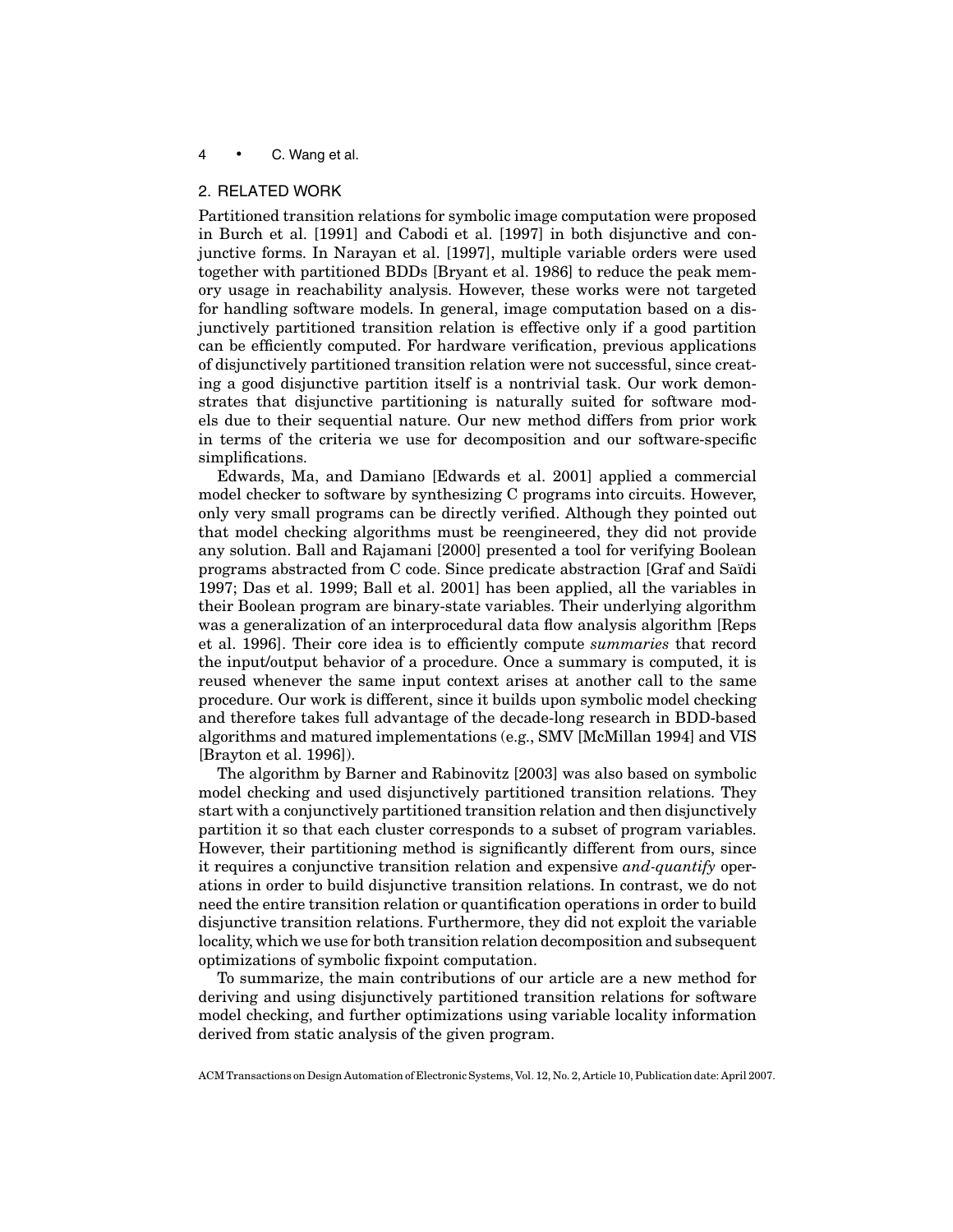## 2. RELATED WORK

Partitioned transition relations for symbolic image computation were proposed in Burch et al. [1991] and Cabodi et al. [1997] in both disjunctive and conjunctive forms. In Narayan et al. [1997], multiple variable orders were used together with partitioned BDDs [Bryant et al. 1986] to reduce the peak memory usage in reachability analysis. However, these works were not targeted for handling software models. In general, image computation based on a disjunctively partitioned transition relation is effective only if a good partition can be efficiently computed. For hardware verification, previous applications of disjunctively partitioned transition relation were not successful, since creating a good disjunctive partition itself is a nontrivial task. Our work demonstrates that disjunctive partitioning is naturally suited for software models due to their sequential nature. Our new method differs from prior work in terms of the criteria we use for decomposition and our software-specific simplifications.

Edwards, Ma, and Damiano [Edwards et al. 2001] applied a commercial model checker to software by synthesizing C programs into circuits. However, only very small programs can be directly verified. Although they pointed out that model checking algorithms must be reengineered, they did not provide any solution. Ball and Rajamani [2000] presented a tool for verifying Boolean programs abstracted from C code. Since predicate abstraction [Graf and Saïdi 1997; Das et al. 1999; Ball et al. 2001] has been applied, all the variables in their Boolean program are binary-state variables. Their underlying algorithm was a generalization of an interprocedural data flow analysis algorithm [Reps et al. 1996]. Their core idea is to efficiently compute *summaries* that record the input/output behavior of a procedure. Once a summary is computed, it is reused whenever the same input context arises at another call to the same procedure. Our work is different, since it builds upon symbolic model checking and therefore takes full advantage of the decade-long research in BDD-based algorithms and matured implementations (e.g., SMV [McMillan 1994] and VIS [Brayton et al. 1996]).

The algorithm by Barner and Rabinovitz [2003] was also based on symbolic model checking and used disjunctively partitioned transition relations. They start with a conjunctively partitioned transition relation and then disjunctively partition it so that each cluster corresponds to a subset of program variables. However, their partitioning method is significantly different from ours, since it requires a conjunctive transition relation and expensive *and-quantify* operations in order to build disjunctive transition relations. In contrast, we do not need the entire transition relation or quantification operations in order to build disjunctive transition relations. Furthermore, they did not exploit the variable locality, which we use for both transition relation decomposition and subsequent optimizations of symbolic fixpoint computation.

To summarize, the main contributions of our article are a new method for deriving and using disjunctively partitioned transition relations for software model checking, and further optimizations using variable locality information derived from static analysis of the given program.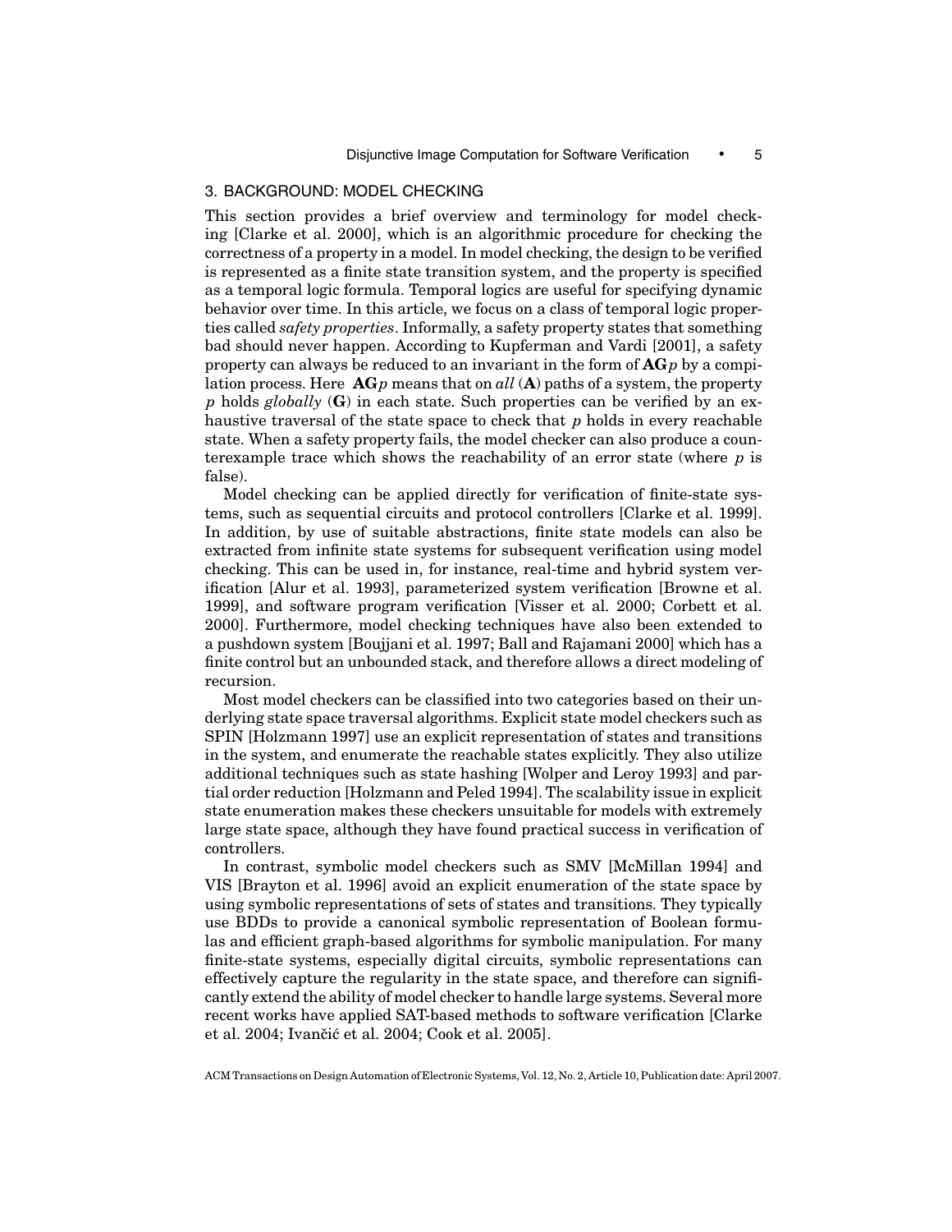## 3. BACKGROUND: MODEL CHECKING

This section provides a brief overview and terminology for model checking [Clarke et al. 2000], which is an algorithmic procedure for checking the correctness of a property in a model. In model checking, the design to be verified is represented as a finite state transition system, and the property is specified as a temporal logic formula. Temporal logics are useful for specifying dynamic behavior over time. In this article, we focus on a class of temporal logic properties called *safety properties*. Informally, a safety property states that something bad should never happen. According to Kupferman and Vardi [2001], a safety property can always be reduced to an invariant in the form of $\mathbf{AG}p$ by a compilation process. Here $\mathbf{AG}p$ means that on *all* ($\mathbf{A}$) paths of a system, the property $p$ holds *globally* ($\mathbf{G}$) in each state. Such properties can be verified by an exhaustive traversal of the state space to check that $p$ holds in every reachable state. When a safety property fails, the model checker can also produce a counterexample trace which shows the reachability of an error state (where $p$ is false).

Model checking can be applied directly for verification of finite-state systems, such as sequential circuits and protocol controllers [Clarke et al. 1999]. In addition, by use of suitable abstractions, finite state models can also be extracted from infinite state systems for subsequent verification using model checking. This can be used in, for instance, real-time and hybrid system verification [Alur et al. 1993], parameterized system verification [Browne et al. 1999], and software program verification [Visser et al. 2000; Corbett et al. 2000]. Furthermore, model checking techniques have also been extended to a pushdown system [Boujjani et al. 1997; Ball and Rajamani 2000] which has a finite control but an unbounded stack, and therefore allows a direct modeling of recursion.

Most model checkers can be classified into two categories based on their underlying state space traversal algorithms. Explicit state model checkers such as SPIN [Holzmann 1997] use an explicit representation of states and transitions in the system, and enumerate the reachable states explicitly. They also utilize additional techniques such as state hashing [Wolper and Leroy 1993] and partial order reduction [Holzmann and Peled 1994]. The scalability issue in explicit state enumeration makes these checkers unsuitable for models with extremely large state space, although they have found practical success in verification of controllers.

In contrast, symbolic model checkers such as SMV [McMillan 1994] and VIS [Brayton et al. 1996] avoid an explicit enumeration of the state space by using symbolic representations of sets of states and transitions. They typically use BDDs to provide a canonical symbolic representation of Boolean formulas and efficient graph-based algorithms for symbolic manipulation. For many finite-state systems, especially digital circuits, symbolic representations can effectively capture the regularity in the state space, and therefore can significantly extend the ability of model checker to handle large systems. Several more recent works have applied SAT-based methods to software verification [Clarke et al. 2004; Ivančić et al. 2004; Cook et al. 2005].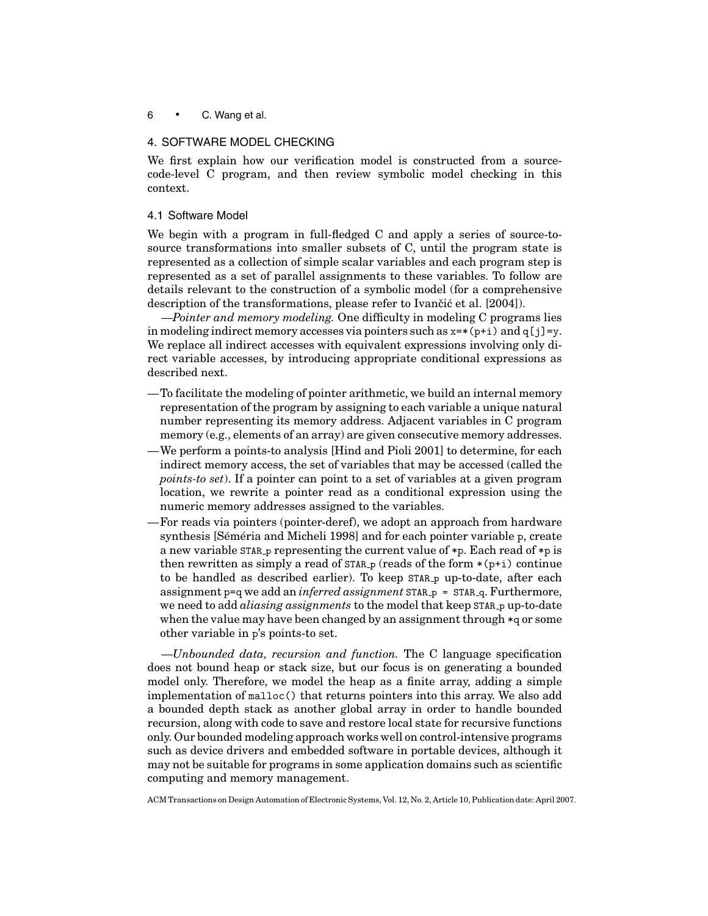## 4. SOFTWARE MODEL CHECKING

We first explain how our verification model is constructed from a source-code-level C program, and then review symbolic model checking in this context.

### 4.1 Software Model

We begin with a program in full-fledged C and apply a series of source-to-source transformations into smaller subsets of C, until the program state is represented as a collection of simple scalar variables and each program step is represented as a set of parallel assignments to these variables. To follow are details relevant to the construction of a symbolic model (for a comprehensive description of the transformations, please refer to Ivančić et al. [2004]).

—*Pointer and memory modeling.* One difficulty in modeling C programs lies in modeling indirect memory accesses via pointers such as `x=*(p+i)` and `q[j]=y`. We replace all indirect accesses with equivalent expressions involving only direct variable accesses, by introducing appropriate conditional expressions as described next.

- —To facilitate the modeling of pointer arithmetic, we build an internal memory representation of the program by assigning to each variable a unique natural number representing its memory address. Adjacent variables in C program memory (e.g., elements of an array) are given consecutive memory addresses.
- —We perform a points-to analysis [Hind and Pioli 2001] to determine, for each indirect memory access, the set of variables that may be accessed (called the *points-to set*). If a pointer can point to a set of variables at a given program location, we rewrite a pointer read as a conditional expression using the numeric memory addresses assigned to the variables.
- —For reads via pointers (pointer-deref), we adopt an approach from hardware synthesis [Séméria and Micheli 1998] and for each pointer variable `p`, create a new variable `STAR_p` representing the current value of `*p`. Each read of `*p` is then rewritten as simply a read of `STAR_p` (reads of the form `*(p+i)` continue to be handled as described earlier). To keep `STAR_p` up-to-date, after each assignment `p=q` we add an *inferred assignment* `STAR_p = STAR_q`. Furthermore, we need to add *aliasing assignments* to the model that keep `STAR_p` up-to-date when the value may have been changed by an assignment through `*q` or some other variable in p's points-to set.

—*Unbounded data, recursion and function.* The C language specification does not bound heap or stack size, but our focus is on generating a bounded model only. Therefore, we model the heap as a finite array, adding a simple implementation of `malloc()` that returns pointers into this array. We also add a bounded depth stack as another global array in order to handle bounded recursion, along with code to save and restore local state for recursive functions only. Our bounded modeling approach works well on control-intensive programs such as device drivers and embedded software in portable devices, although it may not be suitable for programs in some application domains such as scientific computing and memory management.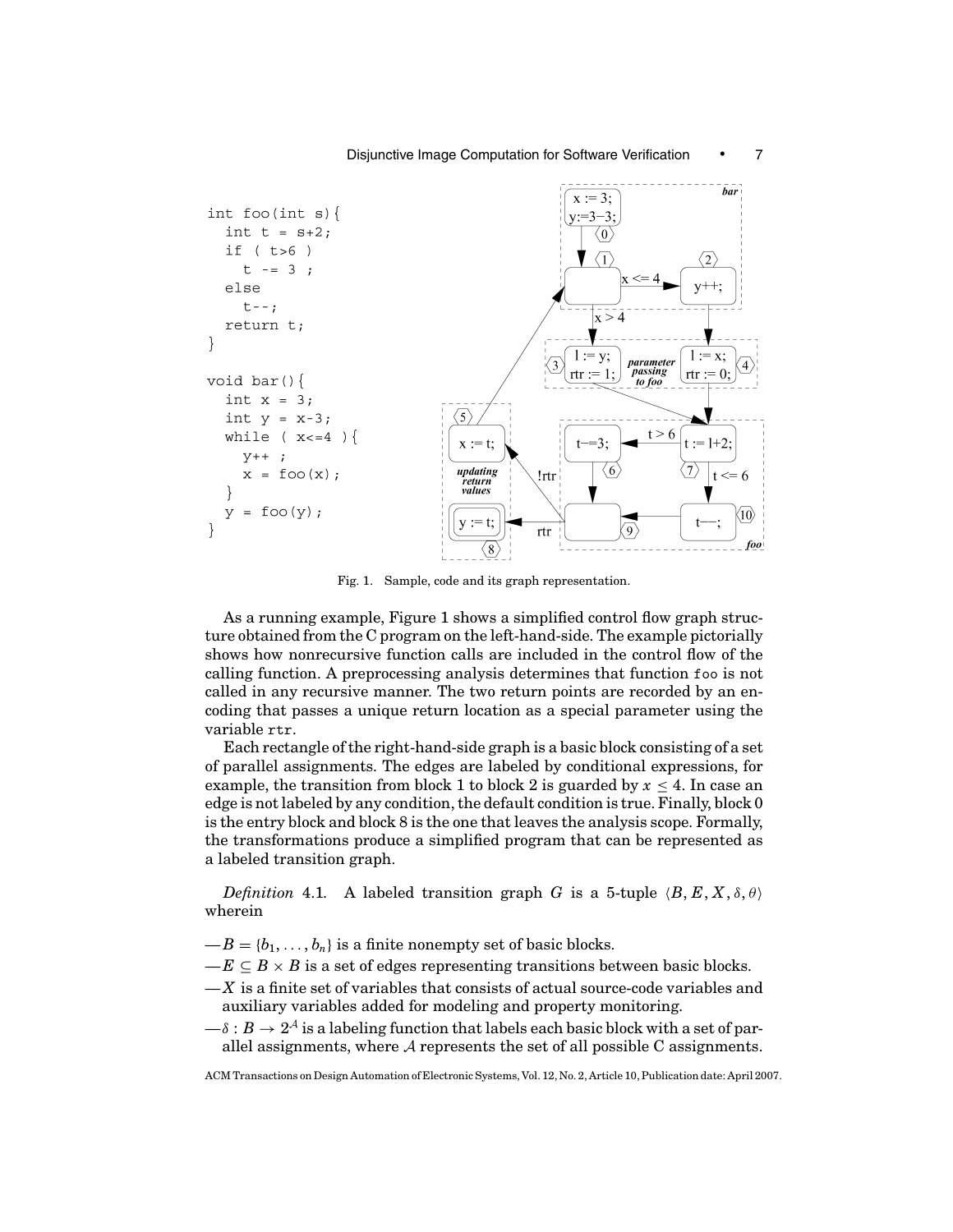```
int foo(int s){
  int t = s+2;
  if ( t>6 )
    t -= 3 ;
  else
    t--;
  return t;
}

void bar(){
  int x = 3;
  int y = x-3;
  while ( x<=4 ){
    y++ ;
    x = foo(x);
  }
  y = foo(y);
}
```

Fig. 1. Sample, code and its graph representation.

As a running example, Figure 1 shows a simplified control flow graph structure obtained from the C program on the left-hand-side. The example pictorially shows how nonrecursive function calls are included in the control flow of the calling function. A preprocessing analysis determines that function `foo` is not called in any recursive manner. The two return points are recorded by an encoding that passes a unique return location as a special parameter using the variable `rtr`.

Each rectangle of the right-hand-side graph is a basic block consisting of a set of parallel assignments. The edges are labeled by conditional expressions, for example, the transition from block 1 to block 2 is guarded by $x \leq 4$. In case an edge is not labeled by any condition, the default condition is true. Finally, block 0 is the entry block and block 8 is the one that leaves the analysis scope. Formally, the transformations produce a simplified program that can be represented as a labeled transition graph.

*Definition* 4.1. A labeled transition graph $G$ is a 5-tuple $\langle B, E, X, \delta, \theta \rangle$ wherein

- $B = \{b_1, \ldots, b_n\}$ is a finite nonempty set of basic blocks.
- $E \subseteq B \times B$ is a set of edges representing transitions between basic blocks.
- $X$ is a finite set of variables that consists of actual source-code variables and auxiliary variables added for modeling and property monitoring.
- $\delta : B \rightarrow 2^{\mathcal{A}}$ is a labeling function that labels each basic block with a set of parallel assignments, where $\mathcal{A}$ represents the set of all possible C assignments.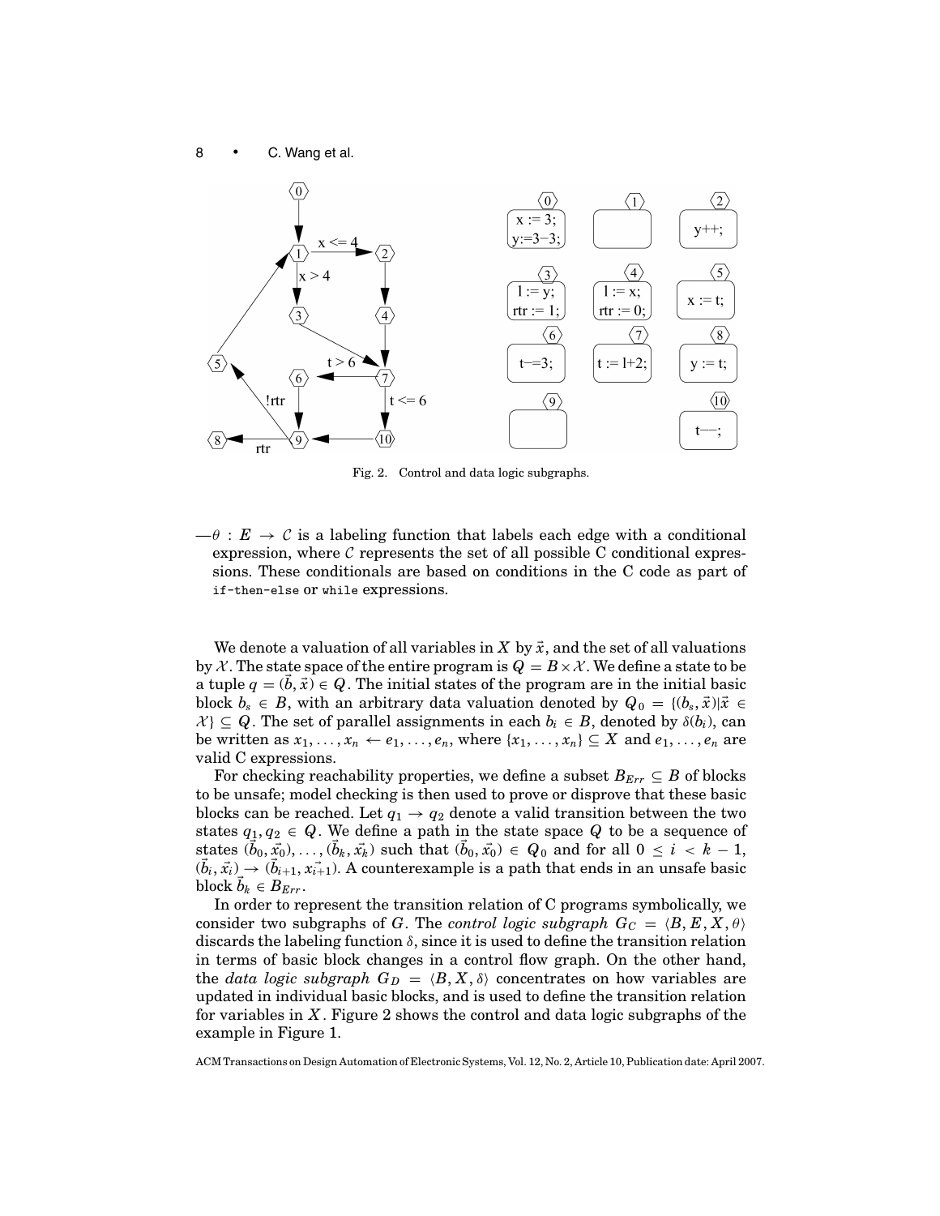Fig. 2. Control and data logic subgraphs.

—$\theta : E \rightarrow \mathcal{C}$ is a labeling function that labels each edge with a conditional expression, where $\mathcal{C}$ represents the set of all possible C conditional expressions. These conditionals are based on conditions in the C code as part of `if-then-else` or `while` expressions.

We denote a valuation of all variables in $X$ by $\vec{x}$, and the set of all valuations by $\mathcal{X}$. The state space of the entire program is $Q = B \times \mathcal{X}$. We define a state to be a tuple $q = (\vec{b}, \vec{x}) \in Q$. The initial states of the program are in the initial basic block $b_s \in B$, with an arbitrary data valuation denoted by $Q_0 = \{(b_s, \vec{x}) | \vec{x} \in \mathcal{X}\} \subseteq Q$. The set of parallel assignments in each $b_i \in B$, denoted by $\delta(b_i)$, can be written as $x_1, \ldots, x_n \leftarrow e_1, \ldots, e_n$, where $\{x_1, \ldots, x_n\} \subseteq X$ and $e_1, \ldots, e_n$ are valid C expressions.

For checking reachability properties, we define a subset $B_{Err} \subseteq B$ of blocks to be unsafe; model checking is then used to prove or disprove that these basic blocks can be reached. Let $q_1 \rightarrow q_2$ denote a valid transition between the two states $q_1, q_2 \in Q$. We define a path in the state space $Q$ to be a sequence of states $(\vec{b}_0, \vec{x}_0), \ldots, (\vec{b}_k, \vec{x}_k)$ such that $(\vec{b}_0, \vec{x}_0) \in Q_0$ and for all $0 \leq i < k-1$, $(\vec{b}_i, \vec{x}_i) \rightarrow (\vec{b}_{i+1}, \vec{x}_{i+1})$. A counterexample is a path that ends in an unsafe basic block $\vec{b}_k \in B_{Err}$.

In order to represent the transition relation of C programs symbolically, we consider two subgraphs of $G$. The *control logic subgraph* $G_C = \langle B, E, X, \theta \rangle$ discards the labeling function $\delta$, since it is used to define the transition relation in terms of basic block changes in a control flow graph. On the other hand, the *data logic subgraph* $G_D = \langle B, X, \delta \rangle$ concentrates on how variables are updated in individual basic blocks, and is used to define the transition relation for variables in $X$. Figure 2 shows the control and data logic subgraphs of the example in Figure 1.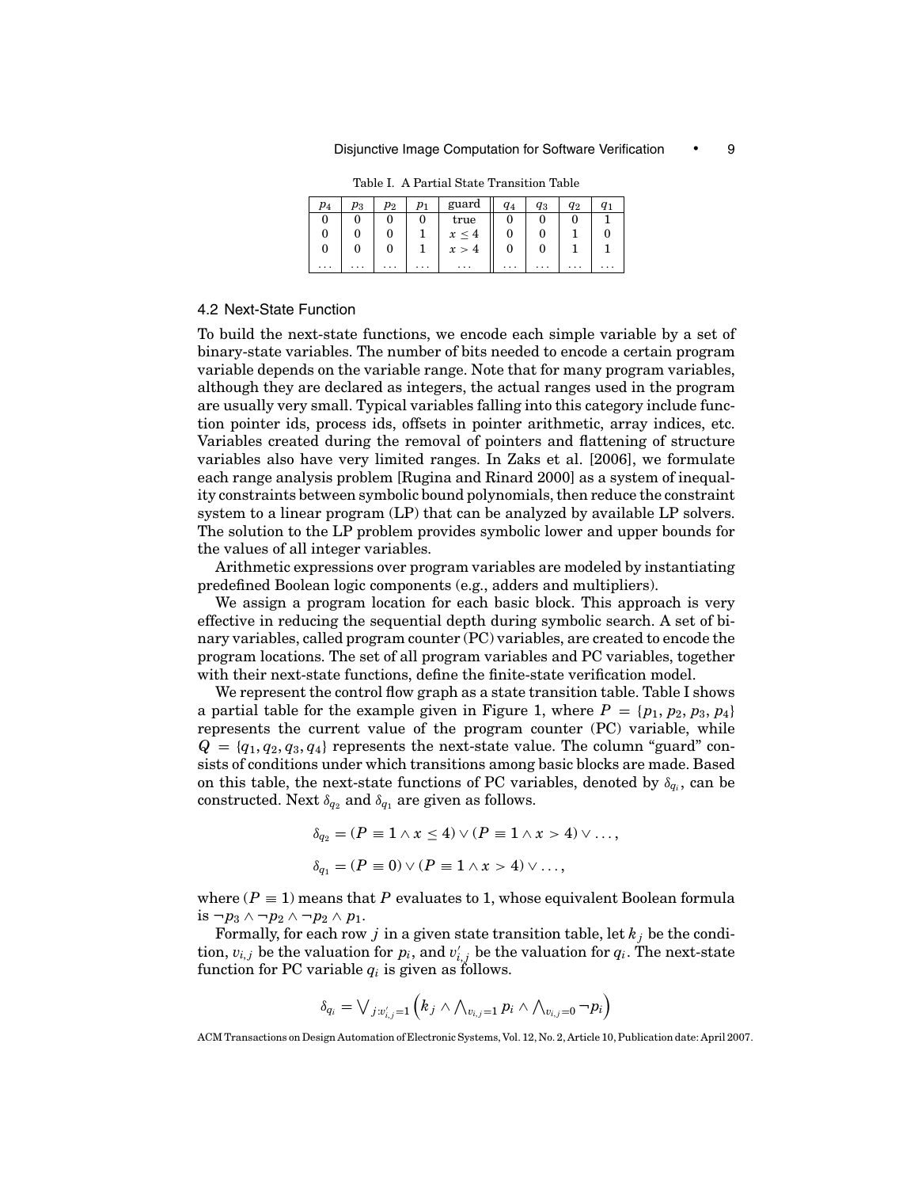Table I. A Partial State Transition Table

| $p_4$ | $p_3$ | $p_2$ | $p_1$ | guard | $q_4$ | $q_3$ | $q_2$ | $q_1$ |
|---|---|---|---|---|---|---|---|---|
| 0 | 0 | 0 | 0 | true | 0 | 0 | 0 | 1 |
| 0 | 0 | 0 | 1 | $x \leq 4$ | 0 | 0 | 1 | 0 |
| 0 | 0 | 0 | 1 | $x > 4$ | 0 | 0 | 1 | 1 |
| ... | ... | ... | ... | ... | ... | ... | ... | ... |

### 4.2 Next-State Function

To build the next-state functions, we encode each simple variable by a set of binary-state variables. The number of bits needed to encode a certain program variable depends on the variable range. Note that for many program variables, although they are declared as integers, the actual ranges used in the program are usually very small. Typical variables falling into this category include function pointer ids, process ids, offsets in pointer arithmetic, array indices, etc. Variables created during the removal of pointers and flattening of structure variables also have very limited ranges. In Zaks et al. [2006], we formulate each range analysis problem [Rugina and Rinard 2000] as a system of inequality constraints between symbolic bound polynomials, then reduce the constraint system to a linear program (LP) that can be analyzed by available LP solvers. The solution to the LP problem provides symbolic lower and upper bounds for the values of all integer variables.

Arithmetic expressions over program variables are modeled by instantiating predefined Boolean logic components (e.g., adders and multipliers).

We assign a program location for each basic block. This approach is very effective in reducing the sequential depth during symbolic search. A set of binary variables, called program counter (PC) variables, are created to encode the program locations. The set of all program variables and PC variables, together with their next-state functions, define the finite-state verification model.

We represent the control flow graph as a state transition table. Table I shows a partial table for the example given in Figure 1, where $P = \{p_1, p_2, p_3, p_4\}$ represents the current value of the program counter (PC) variable, while $Q = \{q_1, q_2, q_3, q_4\}$ represents the next-state value. The column "guard" consists of conditions under which transitions among basic blocks are made. Based on this table, the next-state functions of PC variables, denoted by $\delta_{q_i}$, can be constructed. Next $\delta_{q_2}$ and $\delta_{q_1}$ are given as follows.

$$\delta_{q_2} = (P \equiv 1 \wedge x \leq 4) \vee (P \equiv 1 \wedge x > 4) \vee \ldots,$$

$$\delta_{q_1} = (P \equiv 0) \vee (P \equiv 1 \wedge x > 4) \vee \ldots,$$

where $(P \equiv 1)$ means that $P$ evaluates to 1, whose equivalent Boolean formula is $\neg p_3 \wedge \neg p_2 \wedge \neg p_2 \wedge p_1$.

Formally, for each row $j$ in a given state transition table, let $k_j$ be the condition, $v_{i,j}$ be the valuation for $p_i$, and $v'_{i,j}$ be the valuation for $q_i$. The next-state function for PC variable $q_i$ is given as follows.

$$\delta_{q_i} = \bigvee_{j: v'_{i,j}=1} \left( k_j \wedge \bigwedge_{v_{i,j}=1} p_i \wedge \bigwedge_{v_{i,j}=0} \neg p_i \right)$$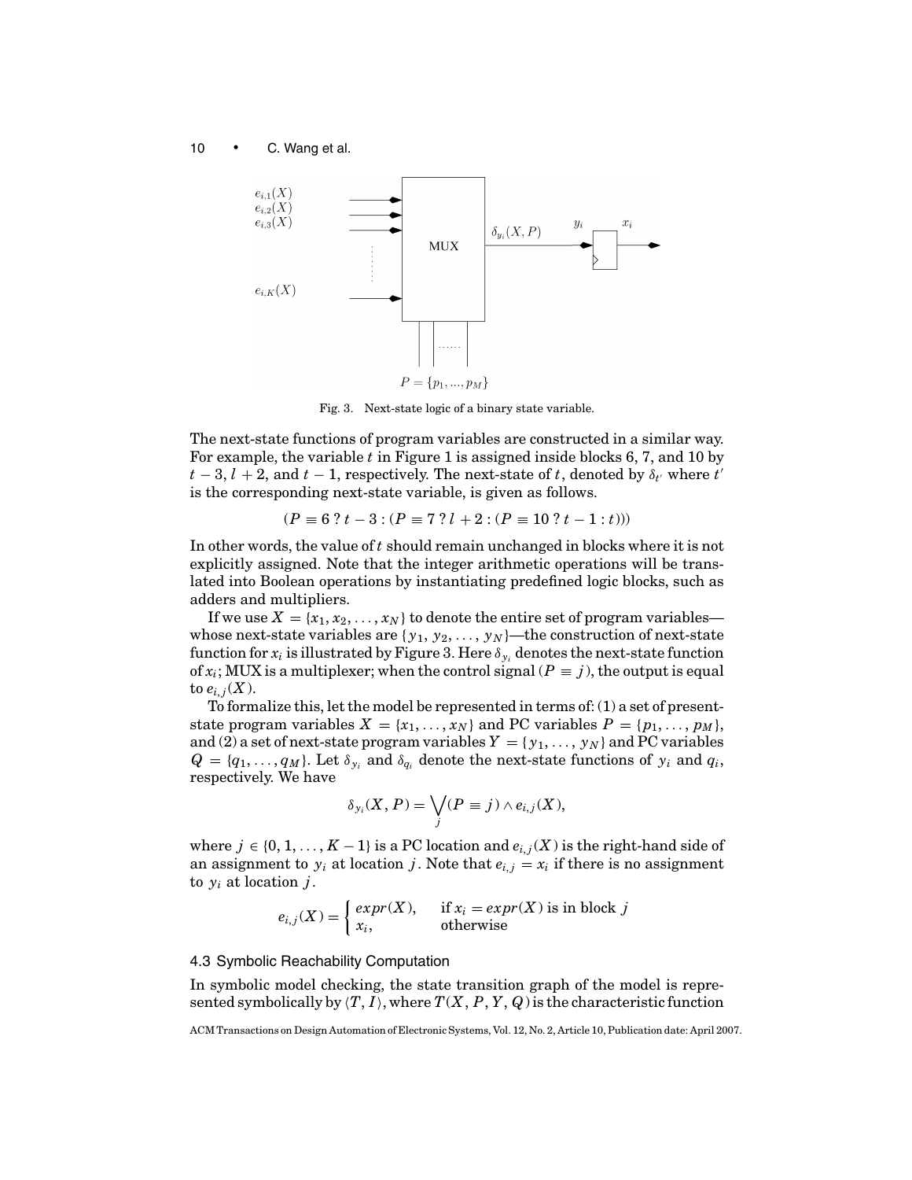Fig. 3. Next-state logic of a binary state variable.

The next-state functions of program variables are constructed in a similar way. For example, the variable $t$ in Figure 1 is assigned inside blocks 6, 7, and 10 by $t-3$, $l+2$, and $t-1$, respectively. The next-state of $t$, denoted by $\delta_{t'}$ where $t'$ is the corresponding next-state variable, is given as follows.

$$(P \equiv 6 \,?\, t-3 : (P \equiv 7 \,?\, l+2 : (P \equiv 10 \,?\, t-1 : t)))$$

In other words, the value of $t$ should remain unchanged in blocks where it is not explicitly assigned. Note that the integer arithmetic operations will be translated into Boolean operations by instantiating predefined logic blocks, such as adders and multipliers.

If we use $X = \{x_1, x_2, \ldots, x_N\}$ to denote the entire set of program variables—whose next-state variables are $\{y_1, y_2, \ldots, y_N\}$—the construction of next-state function for $x_i$ is illustrated by Figure 3. Here $\delta_{y_i}$ denotes the next-state function of $x_i$; MUX is a multiplexer; when the control signal $(P \equiv j)$, the output is equal to $e_{i,j}(X)$.

To formalize this, let the model be represented in terms of: (1) a set of present-state program variables $X = \{x_1, \ldots, x_N\}$ and PC variables $P = \{p_1, \ldots, p_M\}$, and (2) a set of next-state program variables $Y = \{y_1, \ldots, y_N\}$ and PC variables $Q = \{q_1, \ldots, q_M\}$. Let $\delta_{y_i}$ and $\delta_{q_i}$ denote the next-state functions of $y_i$ and $q_i$, respectively. We have

$$\delta_{y_i}(X, P) = \bigvee_j (P \equiv j) \wedge e_{i,j}(X),$$

where $j \in \{0, 1, \ldots, K-1\}$ is a PC location and $e_{i,j}(X)$ is the right-hand side of an assignment to $y_i$ at location $j$. Note that $e_{i,j} = x_i$ if there is no assignment to $y_i$ at location $j$.

$$e_{i,j}(X) = \begin{cases} expr(X), & \text{if } x_i = expr(X) \text{ is in block } j \\ x_i, & \text{otherwise} \end{cases}$$

### 4.3 Symbolic Reachability Computation

In symbolic model checking, the state transition graph of the model is represented symbolically by $\langle T, I \rangle$, where $T(X, P, Y, Q)$ is the characteristic function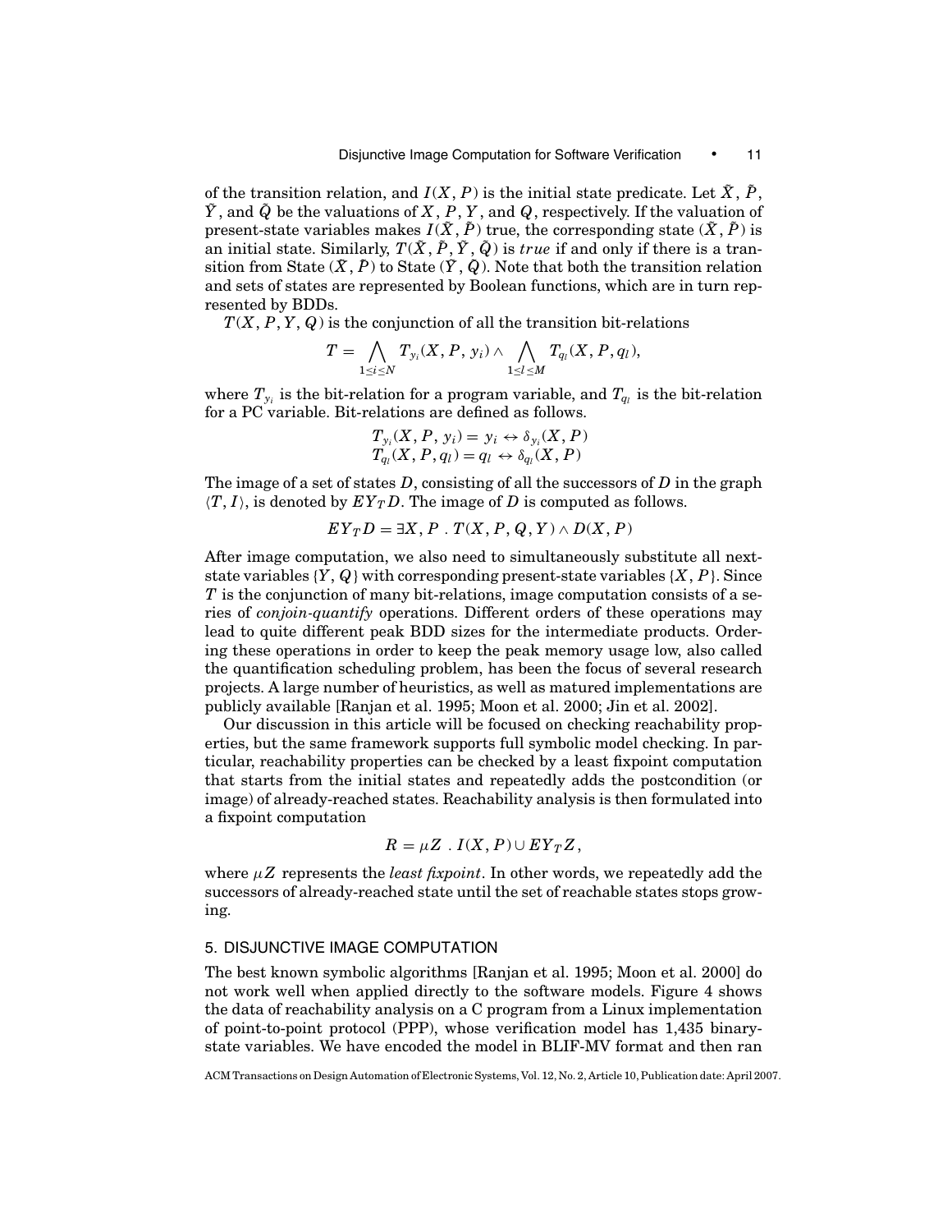of the transition relation, and $I(X, P)$ is the initial state predicate. Let $\hat{X}$, $\hat{P}$, $\hat{Y}$, and $\hat{Q}$ be the valuations of $X$, $P$, $Y$, and $Q$, respectively. If the valuation of present-state variables makes $I(\hat{X}, \hat{P})$ true, the corresponding state $(\hat{X}, \hat{P})$ is an initial state. Similarly, $T(\hat{X}, \hat{P}, \hat{Y}, \hat{Q})$ is *true* if and only if there is a transition from State $(\hat{X}, \hat{P})$ to State $(\hat{Y}, \hat{Q})$. Note that both the transition relation and sets of states are represented by Boolean functions, which are in turn represented by BDDs.

$T(X, P, Y, Q)$ is the conjunction of all the transition bit-relations

$$T = \bigwedge_{1 \leq i \leq N} T_{y_i}(X, P, y_i) \wedge \bigwedge_{1 \leq l \leq M} T_{q_l}(X, P, q_l),$$

where $T_{y_i}$ is the bit-relation for a program variable, and $T_{q_l}$ is the bit-relation for a PC variable. Bit-relations are defined as follows.

$$T_{y_i}(X, P, y_i) = y_i \leftrightarrow \delta_{y_i}(X, P)$$
$$T_{q_l}(X, P, q_l) = q_l \leftrightarrow \delta_{q_l}(X, P)$$

The image of a set of states $D$, consisting of all the successors of $D$ in the graph $\langle T, I \rangle$, is denoted by $EY_T D$. The image of $D$ is computed as follows.

$$EY_T D = \exists X, P \ . \ T(X, P, Q, Y) \wedge D(X, P)$$

After image computation, we also need to simultaneously substitute all next-state variables $\{Y, Q\}$ with corresponding present-state variables $\{X, P\}$. Since $T$ is the conjunction of many bit-relations, image computation consists of a series of *conjoin-quantify* operations. Different orders of these operations may lead to quite different peak BDD sizes for the intermediate products. Ordering these operations in order to keep the peak memory usage low, also called the quantification scheduling problem, has been the focus of several research projects. A large number of heuristics, as well as matured implementations are publicly available [Ranjan et al. 1995; Moon et al. 2000; Jin et al. 2002].

Our discussion in this article will be focused on checking reachability properties, but the same framework supports full symbolic model checking. In particular, reachability properties can be checked by a least fixpoint computation that starts from the initial states and repeatedly adds the postcondition (or image) of already-reached states. Reachability analysis is then formulated into a fixpoint computation

$$R = \mu Z \ . \ I(X, P) \cup EY_T Z,$$

where $\mu Z$ represents the *least fixpoint*. In other words, we repeatedly add the successors of already-reached state until the set of reachable states stops growing.

## 5. DISJUNCTIVE IMAGE COMPUTATION

The best known symbolic algorithms [Ranjan et al. 1995; Moon et al. 2000] do not work well when applied directly to the software models. Figure 4 shows the data of reachability analysis on a C program from a Linux implementation of point-to-point protocol (PPP), whose verification model has 1,435 binary-state variables. We have encoded the model in BLIF-MV format and then ran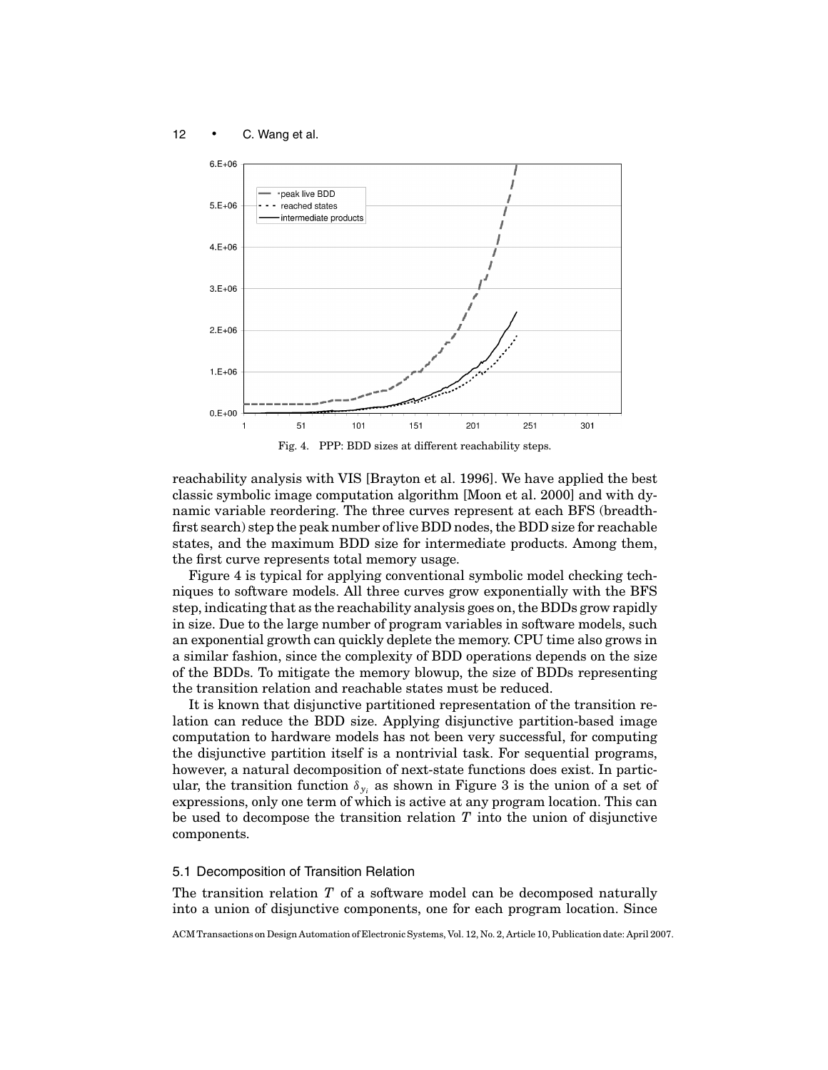Fig. 4. PPP: BDD sizes at different reachability steps.

reachability analysis with VIS [Brayton et al. 1996]. We have applied the best classic symbolic image computation algorithm [Moon et al. 2000] and with dynamic variable reordering. The three curves represent at each BFS (breadth-first search) step the peak number of live BDD nodes, the BDD size for reachable states, and the maximum BDD size for intermediate products. Among them, the first curve represents total memory usage.

Figure 4 is typical for applying conventional symbolic model checking techniques to software models. All three curves grow exponentially with the BFS step, indicating that as the reachability analysis goes on, the BDDs grow rapidly in size. Due to the large number of program variables in software models, such an exponential growth can quickly deplete the memory. CPU time also grows in a similar fashion, since the complexity of BDD operations depends on the size of the BDDs. To mitigate the memory blowup, the size of BDDs representing the transition relation and reachable states must be reduced.

It is known that disjunctive partitioned representation of the transition relation can reduce the BDD size. Applying disjunctive partition-based image computation to hardware models has not been very successful, for computing the disjunctive partition itself is a nontrivial task. For sequential programs, however, a natural decomposition of next-state functions does exist. In particular, the transition function $\delta_{y_i}$ as shown in Figure 3 is the union of a set of expressions, only one term of which is active at any program location. This can be used to decompose the transition relation $T$ into the union of disjunctive components.

### 5.1 Decomposition of Transition Relation

The transition relation $T$ of a software model can be decomposed naturally into a union of disjunctive components, one for each program location. Since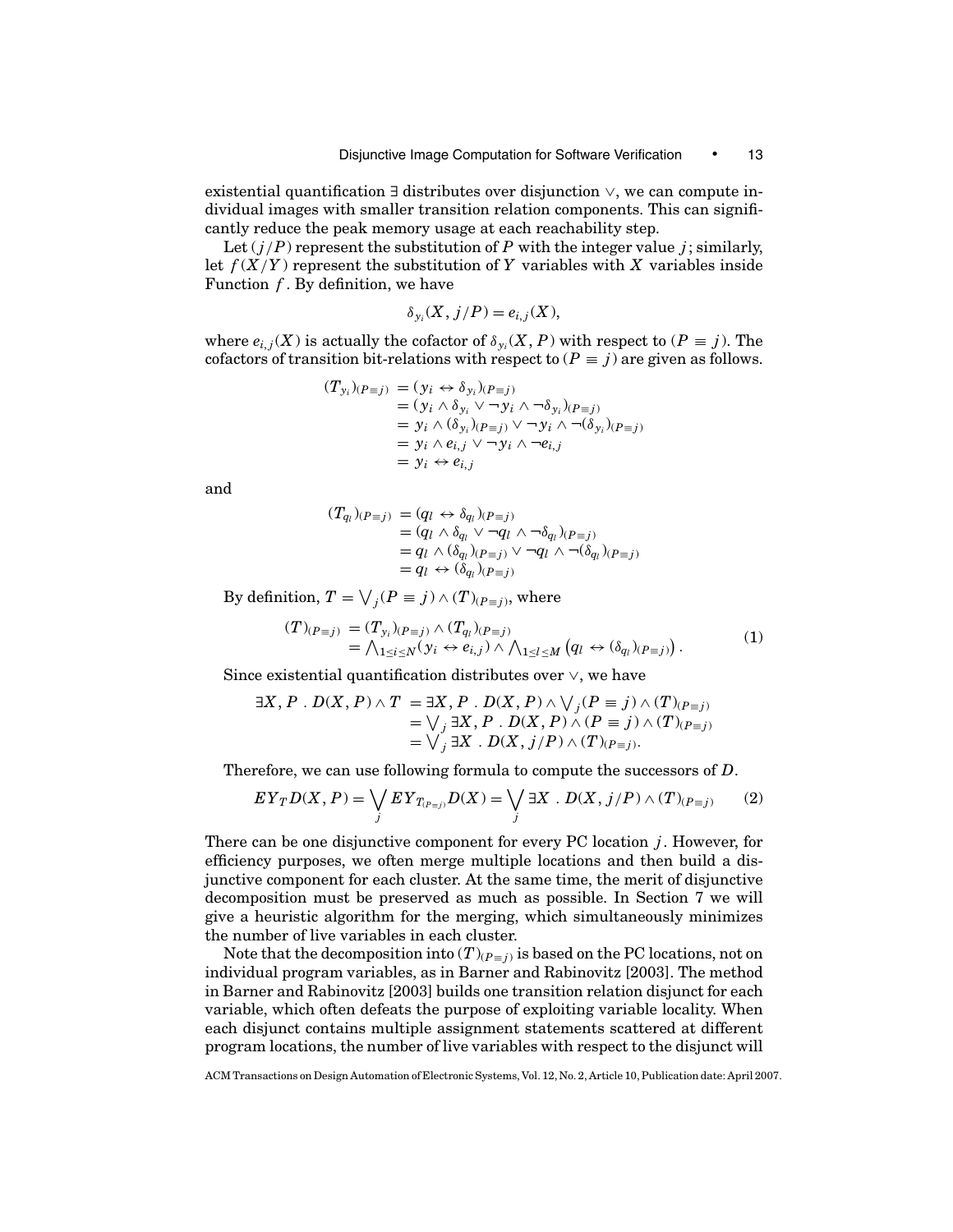existential quantification $\exists$ distributes over disjunction $\vee$, we can compute individual images with smaller transition relation components. This can significantly reduce the peak memory usage at each reachability step.

Let $(j/P)$ represent the substitution of $P$ with the integer value $j$; similarly, let $f(X/Y)$ represent the substitution of $Y$ variables with $X$ variables inside Function $f$. By definition, we have

$$\delta_{y_i}(X, j/P) = e_{i,j}(X),$$

where $e_{i,j}(X)$ is actually the cofactor of $\delta_{y_i}(X, P)$ with respect to $(P \equiv j)$. The cofactors of transition bit-relations with respect to $(P \equiv j)$ are given as follows.

$$\begin{aligned}
(T_{y_i})_{(P\equiv j)} &= (y_i \leftrightarrow \delta_{y_i})_{(P\equiv j)} \\
&= (y_i \wedge \delta_{y_i} \vee \neg y_i \wedge \neg \delta_{y_i})_{(P\equiv j)} \\
&= y_i \wedge (\delta_{y_i})_{(P\equiv j)} \vee \neg y_i \wedge \neg (\delta_{y_i})_{(P\equiv j)} \\
&= y_i \wedge e_{i,j} \vee \neg y_i \wedge \neg e_{i,j} \\
&= y_i \leftrightarrow e_{i,j}
\end{aligned}$$

and

$$\begin{aligned}
(T_{q_l})_{(P\equiv j)} &= (q_l \leftrightarrow \delta_{q_l})_{(P\equiv j)} \\
&= (q_l \wedge \delta_{q_l} \vee \neg q_l \wedge \neg \delta_{q_l})_{(P\equiv j)} \\
&= q_l \wedge (\delta_{q_l})_{(P\equiv j)} \vee \neg q_l \wedge \neg (\delta_{q_l})_{(P\equiv j)} \\
&= q_l \leftrightarrow (\delta_{q_l})_{(P\equiv j)}
\end{aligned}$$

By definition, $T = \bigvee_j (P \equiv j) \wedge (T)_{(P\equiv j)}$, where

$$\begin{aligned}
(T)_{(P\equiv j)} &= (T_{y_i})_{(P\equiv j)} \wedge (T_{q_l})_{(P\equiv j)} \\
&= \bigwedge_{1\le i\le N} (y_i \leftrightarrow e_{i,j}) \wedge \bigwedge_{1\le l\le M} \left(q_l \leftrightarrow (\delta_{q_l})_{(P\equiv j)}\right).
\end{aligned} \tag{1}$$

Since existential quantification distributes over $\vee$, we have

$$\begin{aligned}
\exists X, P \,.\, D(X, P) \wedge T &= \exists X, P \,.\, D(X, P) \wedge \bigvee_j (P \equiv j) \wedge (T)_{(P\equiv j)} \\
&= \bigvee_j \exists X, P \,.\, D(X, P) \wedge (P \equiv j) \wedge (T)_{(P\equiv j)} \\
&= \bigvee_j \exists X \,.\, D(X, j/P) \wedge (T)_{(P\equiv j)}.
\end{aligned}$$

Therefore, we can use following formula to compute the successors of $D$.

$$EY_T D(X, P) = \bigvee_j EY_{T_{(P\equiv j)}} D(X) = \bigvee_j \exists X \,.\, D(X, j/P) \wedge (T)_{(P\equiv j)} \tag{2}$$

There can be one disjunctive component for every PC location $j$. However, for efficiency purposes, we often merge multiple locations and then build a disjunctive component for each cluster. At the same time, the merit of disjunctive decomposition must be preserved as much as possible. In Section 7 we will give a heuristic algorithm for the merging, which simultaneously minimizes the number of live variables in each cluster.

Note that the decomposition into $(T)_{(P\equiv j)}$ is based on the PC locations, not on individual program variables, as in Barner and Rabinovitz [2003]. The method in Barner and Rabinovitz [2003] builds one transition relation disjunct for each variable, which often defeats the purpose of exploiting variable locality. When each disjunct contains multiple assignment statements scattered at different program locations, the number of live variables with respect to the disjunct will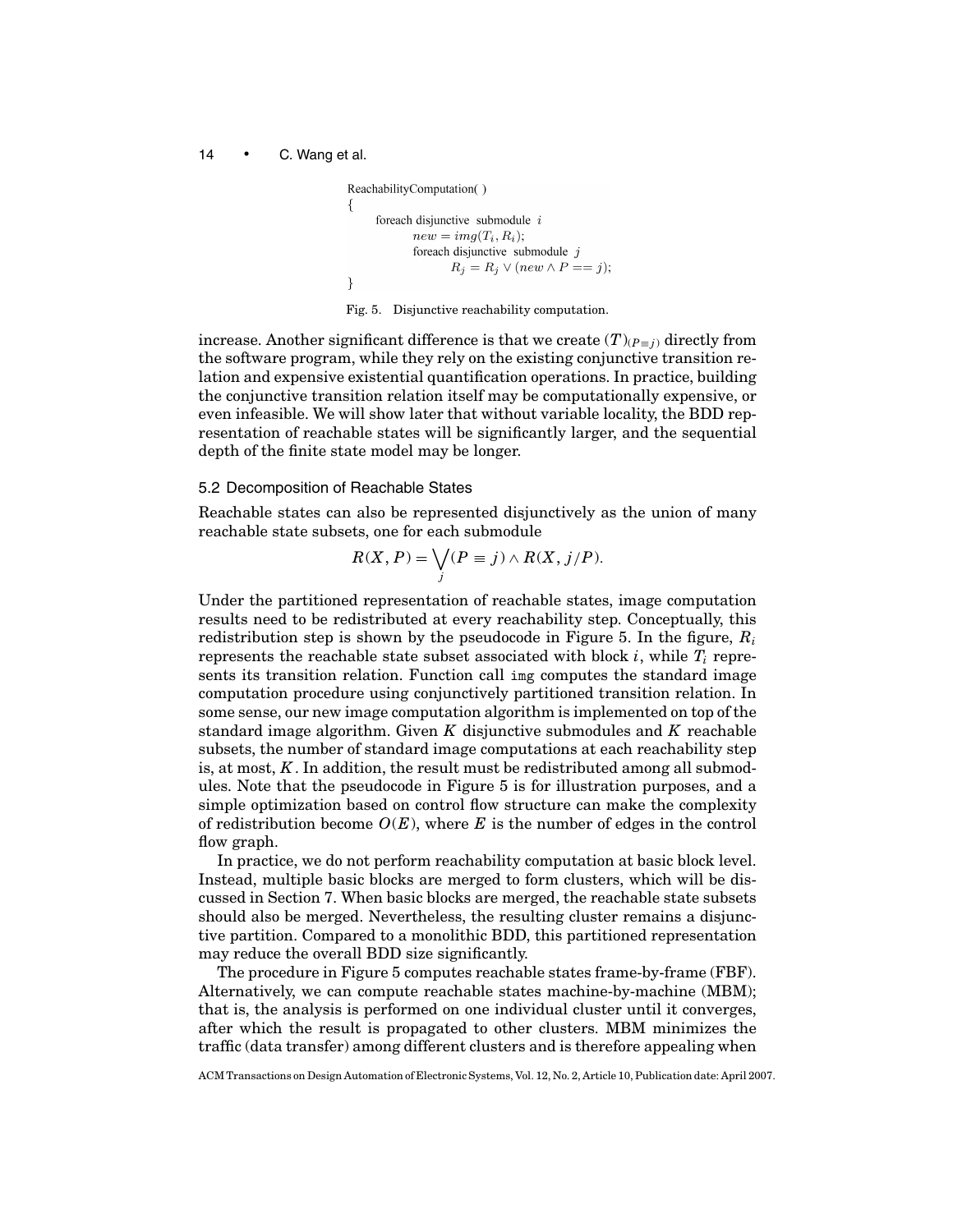```
ReachabilityComputation( )
{
    foreach disjunctive submodule i
        new = img(T_i, R_i);
        foreach disjunctive submodule j
            R_j = R_j ∨ (new ∧ P == j);
}
```

Fig. 5. Disjunctive reachability computation.

increase. Another significant difference is that we create $(T)_{(P\equiv j)}$ directly from the software program, while they rely on the existing conjunctive transition relation and expensive existential quantification operations. In practice, building the conjunctive transition relation itself may be computationally expensive, or even infeasible. We will show later that without variable locality, the BDD representation of reachable states will be significantly larger, and the sequential depth of the finite state model may be longer.

### 5.2 Decomposition of Reachable States

Reachable states can also be represented disjunctively as the union of many reachable state subsets, one for each submodule

$$R(X, P) = \bigvee_j (P \equiv j) \wedge R(X, j/P).$$

Under the partitioned representation of reachable states, image computation results need to be redistributed at every reachability step. Conceptually, this redistribution step is shown by the pseudocode in Figure 5. In the figure, $R_i$ represents the reachable state subset associated with block $i$, while $T_i$ represents its transition relation. Function call `img` computes the standard image computation procedure using conjunctively partitioned transition relation. In some sense, our new image computation algorithm is implemented on top of the standard image algorithm. Given $K$ disjunctive submodules and $K$ reachable subsets, the number of standard image computations at each reachability step is, at most, $K$. In addition, the result must be redistributed among all submodules. Note that the pseudocode in Figure 5 is for illustration purposes, and a simple optimization based on control flow structure can make the complexity of redistribution become $O(E)$, where $E$ is the number of edges in the control flow graph.

In practice, we do not perform reachability computation at basic block level. Instead, multiple basic blocks are merged to form clusters, which will be discussed in Section 7. When basic blocks are merged, the reachable state subsets should also be merged. Nevertheless, the resulting cluster remains a disjunctive partition. Compared to a monolithic BDD, this partitioned representation may reduce the overall BDD size significantly.

The procedure in Figure 5 computes reachable states frame-by-frame (FBF). Alternatively, we can compute reachable states machine-by-machine (MBM); that is, the analysis is performed on one individual cluster until it converges, after which the result is propagated to other clusters. MBM minimizes the traffic (data transfer) among different clusters and is therefore appealing when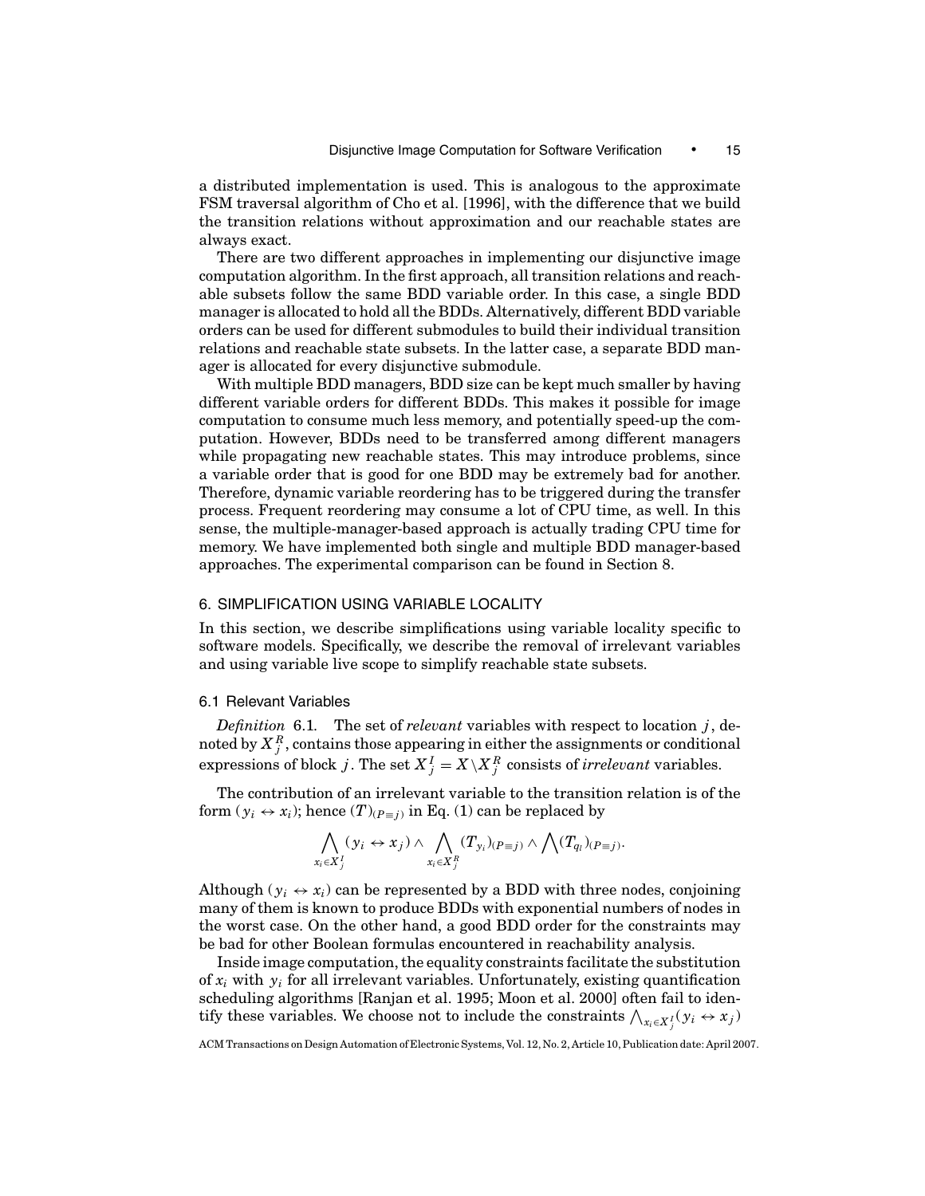a distributed implementation is used. This is analogous to the approximate FSM traversal algorithm of Cho et al. [1996], with the difference that we build the transition relations without approximation and our reachable states are always exact.

There are two different approaches in implementing our disjunctive image computation algorithm. In the first approach, all transition relations and reachable subsets follow the same BDD variable order. In this case, a single BDD manager is allocated to hold all the BDDs. Alternatively, different BDD variable orders can be used for different submodules to build their individual transition relations and reachable state subsets. In the latter case, a separate BDD manager is allocated for every disjunctive submodule.

With multiple BDD managers, BDD size can be kept much smaller by having different variable orders for different BDDs. This makes it possible for image computation to consume much less memory, and potentially speed-up the computation. However, BDDs need to be transferred among different managers while propagating new reachable states. This may introduce problems, since a variable order that is good for one BDD may be extremely bad for another. Therefore, dynamic variable reordering has to be triggered during the transfer process. Frequent reordering may consume a lot of CPU time, as well. In this sense, the multiple-manager-based approach is actually trading CPU time for memory. We have implemented both single and multiple BDD manager-based approaches. The experimental comparison can be found in Section 8.

## 6. SIMPLIFICATION USING VARIABLE LOCALITY

In this section, we describe simplifications using variable locality specific to software models. Specifically, we describe the removal of irrelevant variables and using variable live scope to simplify reachable state subsets.

### 6.1 Relevant Variables

*Definition* 6.1. The set of *relevant* variables with respect to location $j$, denoted by $X_j^R$, contains those appearing in either the assignments or conditional expressions of block $j$. The set $X_j^I = X \setminus X_j^R$ consists of *irrelevant* variables.

The contribution of an irrelevant variable to the transition relation is of the form $(y_i \leftrightarrow x_i)$; hence $(T)_{(P \equiv j)}$ in Eq. (1) can be replaced by

$$\bigwedge_{x_i \in X_j^I} (y_i \leftrightarrow x_j) \wedge \bigwedge_{x_i \in X_j^R} (T_{y_i})_{(P \equiv j)} \wedge \bigwedge (T_{q_l})_{(P \equiv j)}.$$

Although $(y_i \leftrightarrow x_i)$ can be represented by a BDD with three nodes, conjoining many of them is known to produce BDDs with exponential numbers of nodes in the worst case. On the other hand, a good BDD order for the constraints may be bad for other Boolean formulas encountered in reachability analysis.

Inside image computation, the equality constraints facilitate the substitution of $x_i$ with $y_i$ for all irrelevant variables. Unfortunately, existing quantification scheduling algorithms [Ranjan et al. 1995; Moon et al. 2000] often fail to identify these variables. We choose not to include the constraints $\bigwedge_{x_i \in X_j^I} (y_i \leftrightarrow x_j)$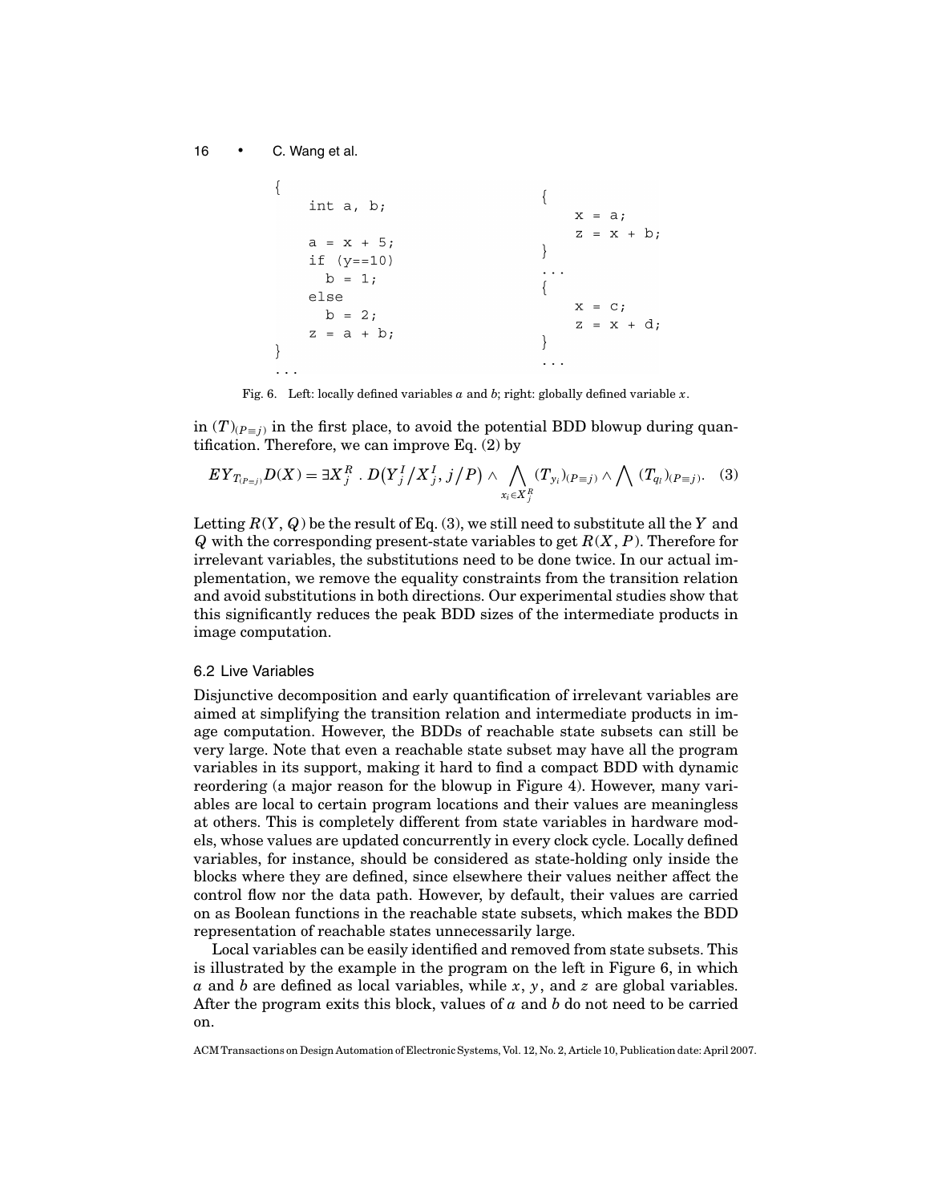```
{
    int a, b;

    a = x + 5;
    if (y==10)
      b = 1;
    else
      b = 2;
    z = a + b;
}
...
```

```
{
    x = a;
    z = x + b;
}
...
{
    x = c;
    z = x + d;
}
...
```

Fig. 6. Left: locally defined variables $a$ and $b$; right: globally defined variable $x$.

in $(T)_{(P \equiv j)}$ in the first place, to avoid the potential BDD blowup during quantification. Therefore, we can improve Eq. (2) by

$$EY_{T_{(P=j)}} D(X) = \exists X_j^R \, . \, D\big(Y_j^I / X_j^I, j/P\big) \wedge \bigwedge_{x_i \in X_j^R} (T_{y_i})_{(P \equiv j)} \wedge \bigwedge (T_{q_l})_{(P \equiv j)}. \quad (3)$$

Letting $R(Y, Q)$ be the result of Eq. (3), we still need to substitute all the $Y$ and $Q$ with the corresponding present-state variables to get $R(X, P)$. Therefore for irrelevant variables, the substitutions need to be done twice. In our actual implementation, we remove the equality constraints from the transition relation and avoid substitutions in both directions. Our experimental studies show that this significantly reduces the peak BDD sizes of the intermediate products in image computation.

### 6.2 Live Variables

Disjunctive decomposition and early quantification of irrelevant variables are aimed at simplifying the transition relation and intermediate products in image computation. However, the BDDs of reachable state subsets can still be very large. Note that even a reachable state subset may have all the program variables in its support, making it hard to find a compact BDD with dynamic reordering (a major reason for the blowup in Figure 4). However, many variables are local to certain program locations and their values are meaningless at others. This is completely different from state variables in hardware models, whose values are updated concurrently in every clock cycle. Locally defined variables, for instance, should be considered as state-holding only inside the blocks where they are defined, since elsewhere their values neither affect the control flow nor the data path. However, by default, their values are carried on as Boolean functions in the reachable state subsets, which makes the BDD representation of reachable states unnecessarily large.

Local variables can be easily identified and removed from state subsets. This is illustrated by the example in the program on the left in Figure 6, in which $a$ and $b$ are defined as local variables, while $x$, $y$, and $z$ are global variables. After the program exits this block, values of $a$ and $b$ do not need to be carried on.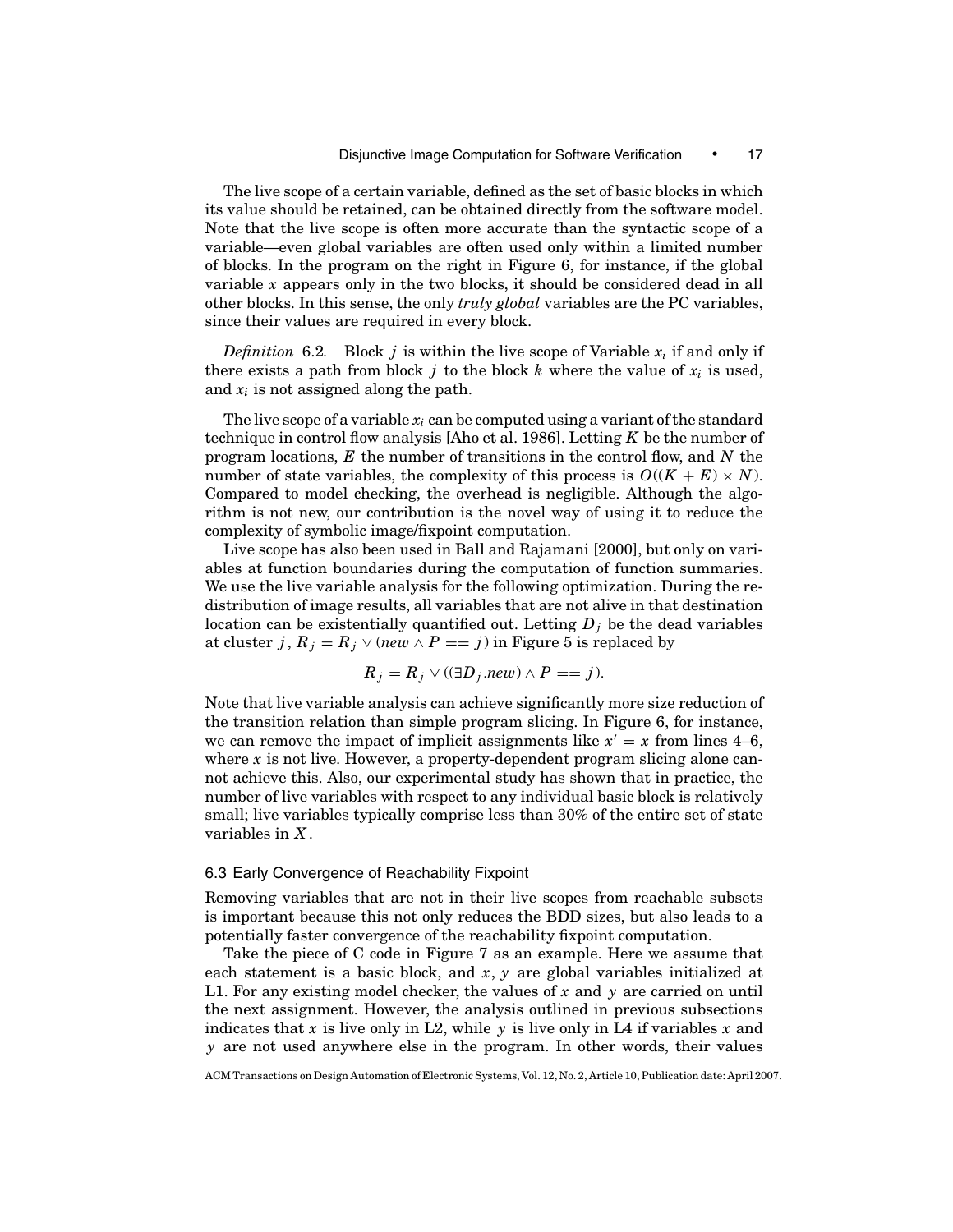The live scope of a certain variable, defined as the set of basic blocks in which its value should be retained, can be obtained directly from the software model. Note that the live scope is often more accurate than the syntactic scope of a variable—even global variables are often used only within a limited number of blocks. In the program on the right in Figure 6, for instance, if the global variable $x$ appears only in the two blocks, it should be considered dead in all other blocks. In this sense, the only *truly global* variables are the PC variables, since their values are required in every block.

*Definition* 6.2. Block $j$ is within the live scope of Variable $x_i$ if and only if there exists a path from block $j$ to the block $k$ where the value of $x_i$ is used, and $x_i$ is not assigned along the path.

The live scope of a variable $x_i$ can be computed using a variant of the standard technique in control flow analysis [Aho et al. 1986]. Letting $K$ be the number of program locations, $E$ the number of transitions in the control flow, and $N$ the number of state variables, the complexity of this process is $O((K + E) \times N)$. Compared to model checking, the overhead is negligible. Although the algorithm is not new, our contribution is the novel way of using it to reduce the complexity of symbolic image/fixpoint computation.

Live scope has also been used in Ball and Rajamani [2000], but only on variables at function boundaries during the computation of function summaries. We use the live variable analysis for the following optimization. During the redistribution of image results, all variables that are not alive in that destination location can be existentially quantified out. Letting $D_j$ be the dead variables at cluster $j$, $R_j = R_j \vee (new \wedge P == j)$ in Figure 5 is replaced by

$$R_j = R_j \vee ((\exists D_j.new) \wedge P == j).$$

Note that live variable analysis can achieve significantly more size reduction of the transition relation than simple program slicing. In Figure 6, for instance, we can remove the impact of implicit assignments like $x' = x$ from lines 4–6, where $x$ is not live. However, a property-dependent program slicing alone cannot achieve this. Also, our experimental study has shown that in practice, the number of live variables with respect to any individual basic block is relatively small; live variables typically comprise less than 30% of the entire set of state variables in $X$.

### 6.3 Early Convergence of Reachability Fixpoint

Removing variables that are not in their live scopes from reachable subsets is important because this not only reduces the BDD sizes, but also leads to a potentially faster convergence of the reachability fixpoint computation.

Take the piece of C code in Figure 7 as an example. Here we assume that each statement is a basic block, and $x$, $y$ are global variables initialized at L1. For any existing model checker, the values of $x$ and $y$ are carried on until the next assignment. However, the analysis outlined in previous subsections indicates that $x$ is live only in L2, while $y$ is live only in L4 if variables $x$ and $y$ are not used anywhere else in the program. In other words, their values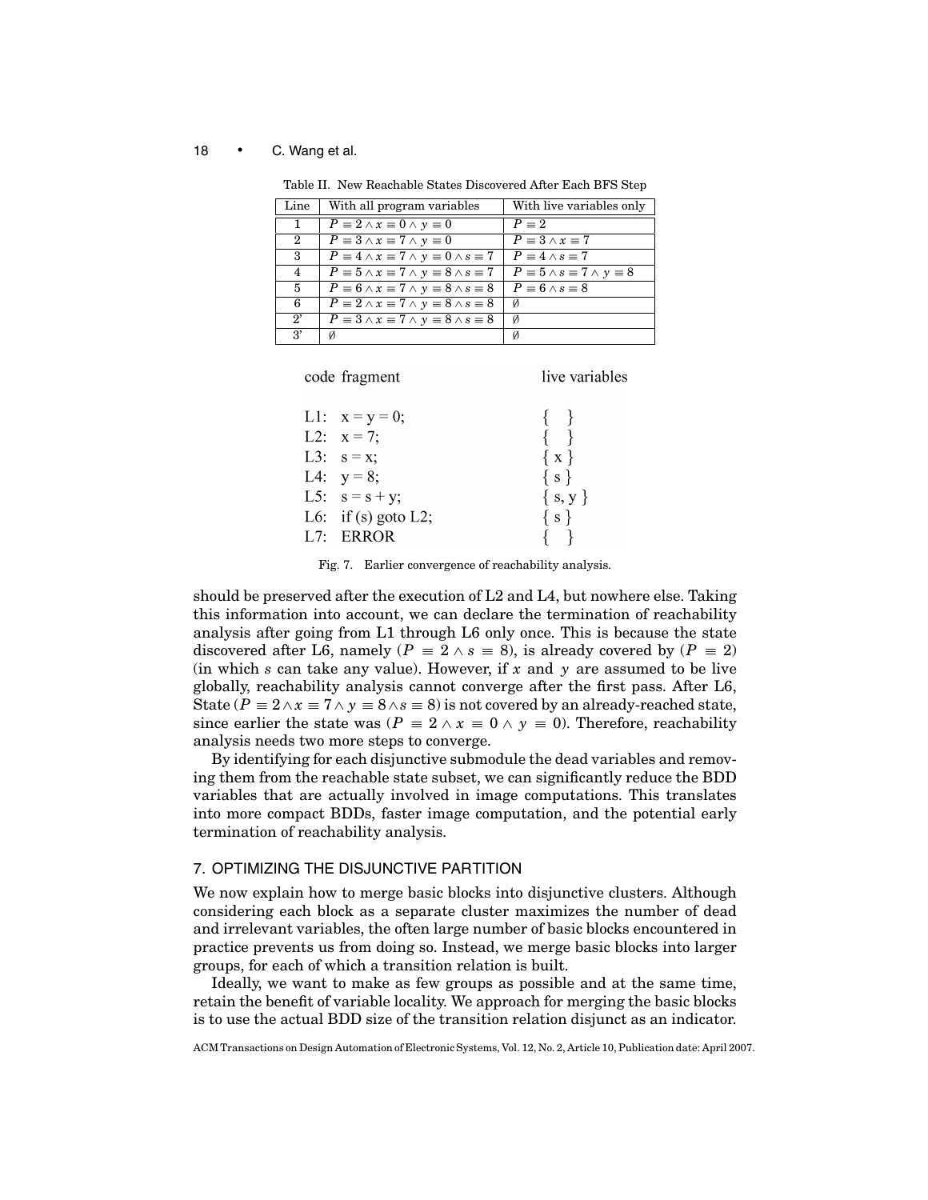Table II. New Reachable States Discovered After Each BFS Step

| Line | With all program variables | With live variables only |
|---|---|---|
| 1 | $P \equiv 2 \wedge x \equiv 0 \wedge y \equiv 0$ | $P \equiv 2$ |
| 2 | $P \equiv 3 \wedge x \equiv 7 \wedge y \equiv 0$ | $P \equiv 3 \wedge x \equiv 7$ |
| 3 | $P \equiv 4 \wedge x \equiv 7 \wedge y \equiv 0 \wedge s \equiv 7$ | $P \equiv 4 \wedge s \equiv 7$ |
| 4 | $P \equiv 5 \wedge x \equiv 7 \wedge y \equiv 8 \wedge s \equiv 7$ | $P \equiv 5 \wedge s \equiv 7 \wedge y \equiv 8$ |
| 5 | $P \equiv 6 \wedge x \equiv 7 \wedge y \equiv 8 \wedge s \equiv 8$ | $P \equiv 6 \wedge s \equiv 8$ |
| 6 | $P \equiv 2 \wedge x \equiv 7 \wedge y \equiv 8 \wedge s \equiv 8$ | $\emptyset$ |
| 2' | $P \equiv 3 \wedge x \equiv 7 \wedge y \equiv 8 \wedge s \equiv 8$ | $\emptyset$ |
| 3' | $\emptyset$ | $\emptyset$ |

```
code fragment              live variables

L1:  x = y = 0;            {   }
L2:  x = 7;                {   }
L3:  s = x;                { x }
L4:  y = 8;                { s }
L5:  s = s + y;            { s, y }
L6:  if (s) goto L2;       { s }
L7:  ERROR                 {   }
```

Fig. 7. Earlier convergence of reachability analysis.

should be preserved after the execution of L2 and L4, but nowhere else. Taking this information into account, we can declare the termination of reachability analysis after going from L1 through L6 only once. This is because the state discovered after L6, namely ($P \equiv 2 \wedge s \equiv 8$), is already covered by ($P \equiv 2$) (in which $s$ can take any value). However, if $x$ and $y$ are assumed to be live globally, reachability analysis cannot converge after the first pass. After L6, State ($P \equiv 2 \wedge x \equiv 7 \wedge y \equiv 8 \wedge s \equiv 8$) is not covered by an already-reached state, since earlier the state was ($P \equiv 2 \wedge x \equiv 0 \wedge y \equiv 0$). Therefore, reachability analysis needs two more steps to converge.

By identifying for each disjunctive submodule the dead variables and removing them from the reachable state subset, we can significantly reduce the BDD variables that are actually involved in image computations. This translates into more compact BDDs, faster image computation, and the potential early termination of reachability analysis.

## 7. OPTIMIZING THE DISJUNCTIVE PARTITION

We now explain how to merge basic blocks into disjunctive clusters. Although considering each block as a separate cluster maximizes the number of dead and irrelevant variables, the often large number of basic blocks encountered in practice prevents us from doing so. Instead, we merge basic blocks into larger groups, for each of which a transition relation is built.

Ideally, we want to make as few groups as possible and at the same time, retain the benefit of variable locality. We approach for merging the basic blocks is to use the actual BDD size of the transition relation disjunct as an indicator.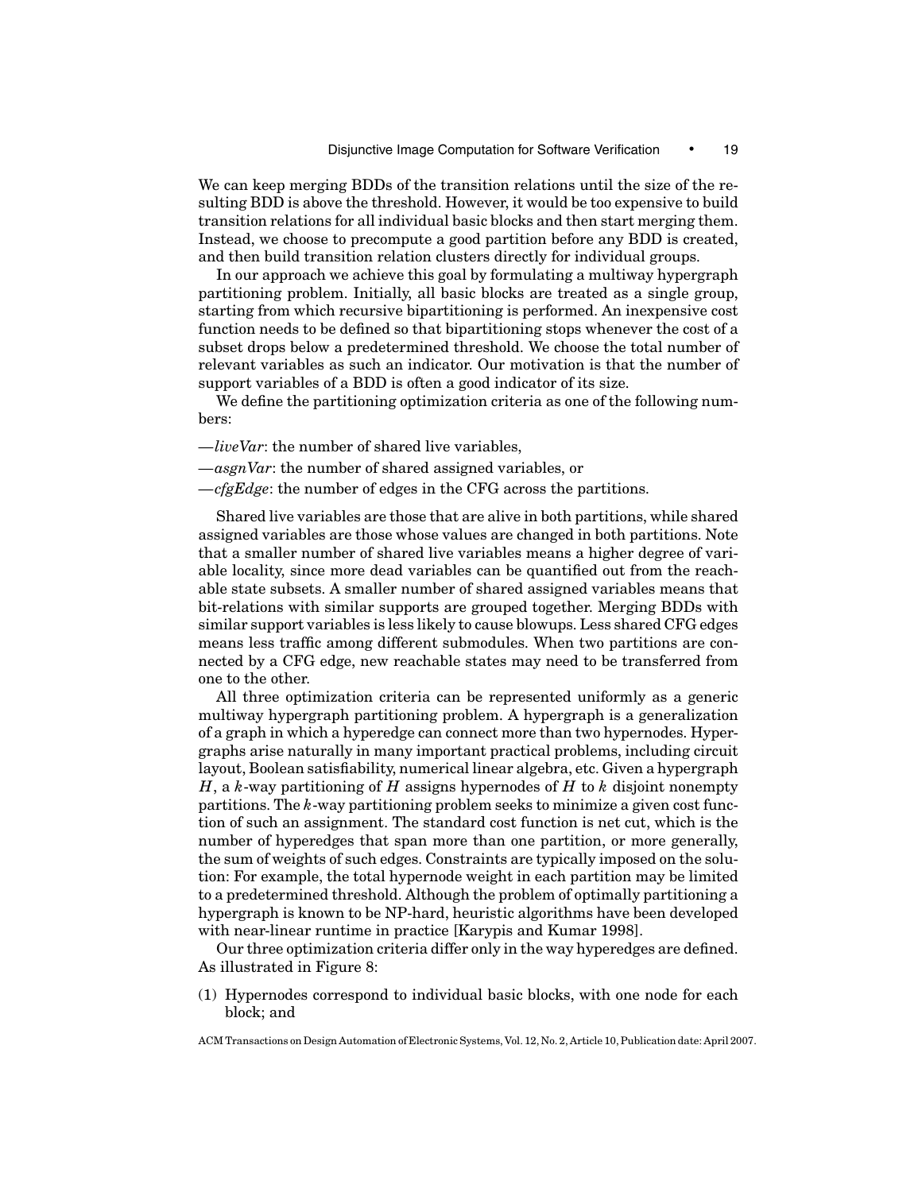We can keep merging BDDs of the transition relations until the size of the resulting BDD is above the threshold. However, it would be too expensive to build transition relations for all individual basic blocks and then start merging them. Instead, we choose to precompute a good partition before any BDD is created, and then build transition relation clusters directly for individual groups.

In our approach we achieve this goal by formulating a multiway hypergraph partitioning problem. Initially, all basic blocks are treated as a single group, starting from which recursive bipartitioning is performed. An inexpensive cost function needs to be defined so that bipartitioning stops whenever the cost of a subset drops below a predetermined threshold. We choose the total number of relevant variables as such an indicator. Our motivation is that the number of support variables of a BDD is often a good indicator of its size.

We define the partitioning optimization criteria as one of the following numbers:

—*liveVar*: the number of shared live variables,

—*asgnVar*: the number of shared assigned variables, or

—*cfgEdge*: the number of edges in the CFG across the partitions.

Shared live variables are those that are alive in both partitions, while shared assigned variables are those whose values are changed in both partitions. Note that a smaller number of shared live variables means a higher degree of variable locality, since more dead variables can be quantified out from the reachable state subsets. A smaller number of shared assigned variables means that bit-relations with similar supports are grouped together. Merging BDDs with similar support variables is less likely to cause blowups. Less shared CFG edges means less traffic among different submodules. When two partitions are connected by a CFG edge, new reachable states may need to be transferred from one to the other.

All three optimization criteria can be represented uniformly as a generic multiway hypergraph partitioning problem. A hypergraph is a generalization of a graph in which a hyperedge can connect more than two hypernodes. Hypergraphs arise naturally in many important practical problems, including circuit layout, Boolean satisfiability, numerical linear algebra, etc. Given a hypergraph $H$, a $k$-way partitioning of $H$ assigns hypernodes of $H$ to $k$ disjoint nonempty partitions. The $k$-way partitioning problem seeks to minimize a given cost function of such an assignment. The standard cost function is net cut, which is the number of hyperedges that span more than one partition, or more generally, the sum of weights of such edges. Constraints are typically imposed on the solution: For example, the total hypernode weight in each partition may be limited to a predetermined threshold. Although the problem of optimally partitioning a hypergraph is known to be NP-hard, heuristic algorithms have been developed with near-linear runtime in practice [Karypis and Kumar 1998].

Our three optimization criteria differ only in the way hyperedges are defined. As illustrated in Figure 8:

(1) Hypernodes correspond to individual basic blocks, with one node for each block; and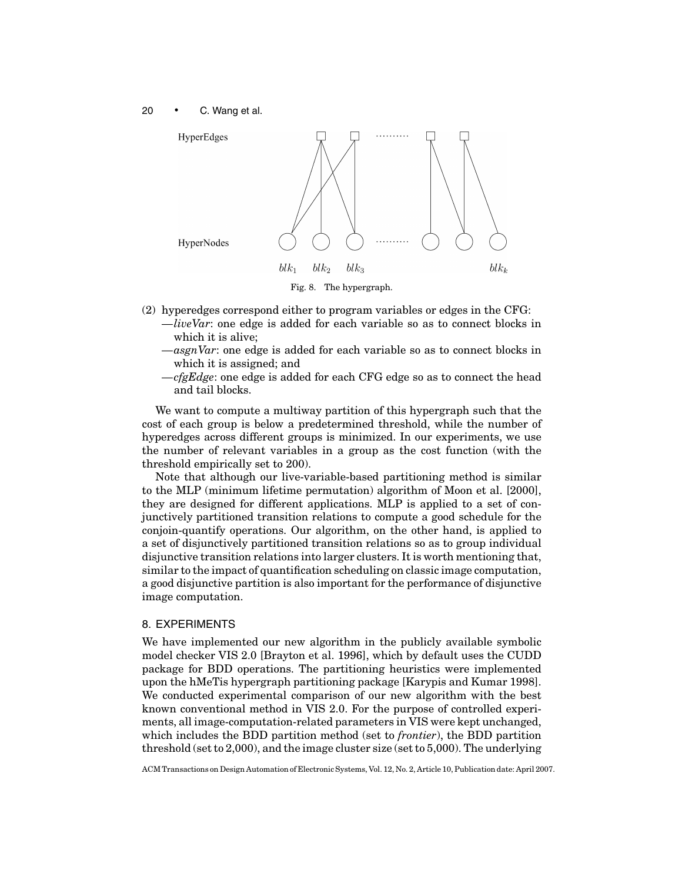Fig. 8. The hypergraph.

(2) hyperedges correspond either to program variables or edges in the CFG:
- —*liveVar*: one edge is added for each variable so as to connect blocks in which it is alive;
- —*asgnVar*: one edge is added for each variable so as to connect blocks in which it is assigned; and
- —*cfgEdge*: one edge is added for each CFG edge so as to connect the head and tail blocks.

We want to compute a multiway partition of this hypergraph such that the cost of each group is below a predetermined threshold, while the number of hyperedges across different groups is minimized. In our experiments, we use the number of relevant variables in a group as the cost function (with the threshold empirically set to 200).

Note that although our live-variable-based partitioning method is similar to the MLP (minimum lifetime permutation) algorithm of Moon et al. [2000], they are designed for different applications. MLP is applied to a set of conjunctively partitioned transition relations to compute a good schedule for the conjoin-quantify operations. Our algorithm, on the other hand, is applied to a set of disjunctively partitioned transition relations so as to group individual disjunctive transition relations into larger clusters. It is worth mentioning that, similar to the impact of quantification scheduling on classic image computation, a good disjunctive partition is also important for the performance of disjunctive image computation.

## 8. EXPERIMENTS

We have implemented our new algorithm in the publicly available symbolic model checker VIS 2.0 [Brayton et al. 1996], which by default uses the CUDD package for BDD operations. The partitioning heuristics were implemented upon the hMeTis hypergraph partitioning package [Karypis and Kumar 1998]. We conducted experimental comparison of our new algorithm with the best known conventional method in VIS 2.0. For the purpose of controlled experiments, all image-computation-related parameters in VIS were kept unchanged, which includes the BDD partition method (set to *frontier*), the BDD partition threshold (set to 2,000), and the image cluster size (set to 5,000). The underlying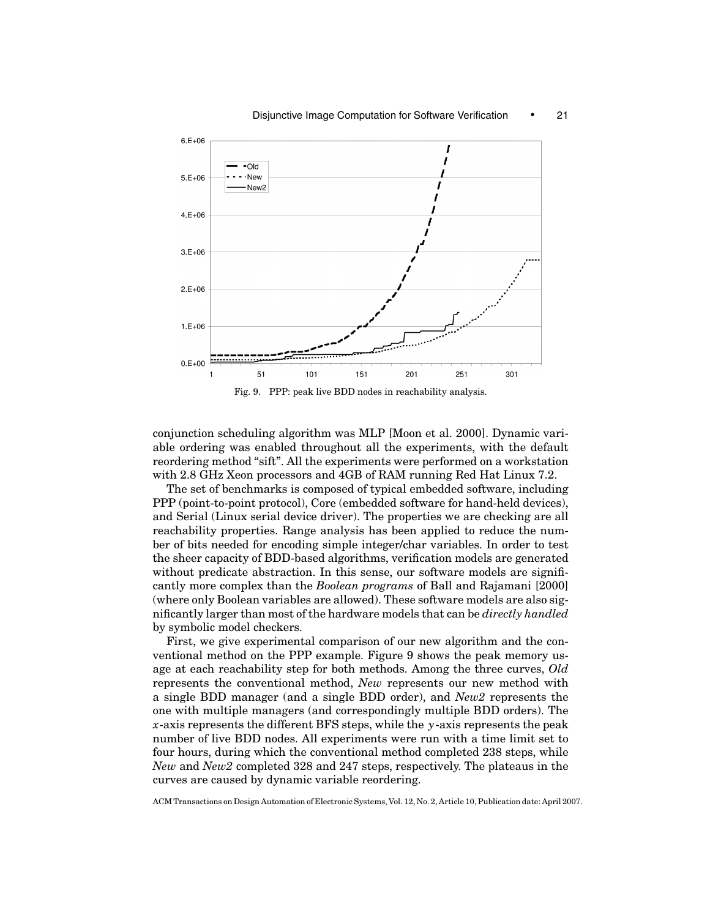Fig. 9. PPP: peak live BDD nodes in reachability analysis.

conjunction scheduling algorithm was MLP [Moon et al. 2000]. Dynamic variable ordering was enabled throughout all the experiments, with the default reordering method "sift". All the experiments were performed on a workstation with 2.8 GHz Xeon processors and 4GB of RAM running Red Hat Linux 7.2.

The set of benchmarks is composed of typical embedded software, including PPP (point-to-point protocol), Core (embedded software for hand-held devices), and Serial (Linux serial device driver). The properties we are checking are all reachability properties. Range analysis has been applied to reduce the number of bits needed for encoding simple integer/char variables. In order to test the sheer capacity of BDD-based algorithms, verification models are generated without predicate abstraction. In this sense, our software models are significantly more complex than the *Boolean programs* of Ball and Rajamani [2000] (where only Boolean variables are allowed). These software models are also significantly larger than most of the hardware models that can be *directly handled* by symbolic model checkers.

First, we give experimental comparison of our new algorithm and the conventional method on the PPP example. Figure 9 shows the peak memory usage at each reachability step for both methods. Among the three curves, *Old* represents the conventional method, *New* represents our new method with a single BDD manager (and a single BDD order), and *New2* represents the one with multiple managers (and correspondingly multiple BDD orders). The $x$-axis represents the different BFS steps, while the $y$-axis represents the peak number of live BDD nodes. All experiments were run with a time limit set to four hours, during which the conventional method completed 238 steps, while *New* and *New2* completed 328 and 247 steps, respectively. The plateaus in the curves are caused by dynamic variable reordering.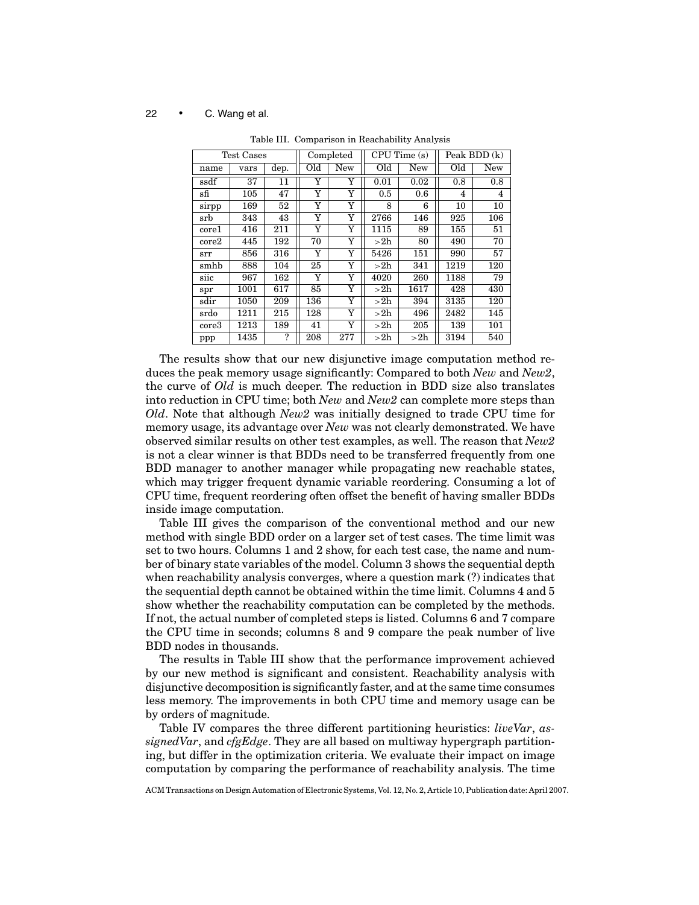Table III. Comparison in Reachability Analysis

| Test Cases | | | Completed | | CPU Time (s) | | Peak BDD (k) | |
|---|---|---|---|---|---|---|---|---|
| name | vars | dep. | Old | New | Old | New | Old | New |
| ssdf | 37 | 11 | Y | Y | 0.01 | 0.02 | 0.8 | 0.8 |
| sfi | 105 | 47 | Y | Y | 0.5 | 0.6 | 4 | 4 |
| sirpp | 169 | 52 | Y | Y | 8 | 6 | 10 | 10 |
| srb | 343 | 43 | Y | Y | 2766 | 146 | 925 | 106 |
| core1 | 416 | 211 | Y | Y | 1115 | 89 | 155 | 51 |
| core2 | 445 | 192 | 70 | Y | >2h | 80 | 490 | 70 |
| srr | 856 | 316 | Y | Y | 5426 | 151 | 990 | 57 |
| smhb | 888 | 104 | 25 | Y | >2h | 341 | 1219 | 120 |
| siic | 967 | 162 | Y | Y | 4020 | 260 | 1188 | 79 |
| spr | 1001 | 617 | 85 | Y | >2h | 1617 | 428 | 430 |
| sdir | 1050 | 209 | 136 | Y | >2h | 394 | 3135 | 120 |
| srdo | 1211 | 215 | 128 | Y | >2h | 496 | 2482 | 145 |
| core3 | 1213 | 189 | 41 | Y | >2h | 205 | 139 | 101 |
| ppp | 1435 | ? | 208 | 277 | >2h | >2h | 3194 | 540 |

The results show that our new disjunctive image computation method reduces the peak memory usage significantly: Compared to both *New* and *New2*, the curve of *Old* is much deeper. The reduction in BDD size also translates into reduction in CPU time; both *New* and *New2* can complete more steps than *Old*. Note that although *New2* was initially designed to trade CPU time for memory usage, its advantage over *New* was not clearly demonstrated. We have observed similar results on other test examples, as well. The reason that *New2* is not a clear winner is that BDDs need to be transferred frequently from one BDD manager to another manager while propagating new reachable states, which may trigger frequent dynamic variable reordering. Consuming a lot of CPU time, frequent reordering often offset the benefit of having smaller BDDs inside image computation.

Table III gives the comparison of the conventional method and our new method with single BDD order on a larger set of test cases. The time limit was set to two hours. Columns 1 and 2 show, for each test case, the name and number of binary state variables of the model. Column 3 shows the sequential depth when reachability analysis converges, where a question mark (?) indicates that the sequential depth cannot be obtained within the time limit. Columns 4 and 5 show whether the reachability computation can be completed by the methods. If not, the actual number of completed steps is listed. Columns 6 and 7 compare the CPU time in seconds; columns 8 and 9 compare the peak number of live BDD nodes in thousands.

The results in Table III show that the performance improvement achieved by our new method is significant and consistent. Reachability analysis with disjunctive decomposition is significantly faster, and at the same time consumes less memory. The improvements in both CPU time and memory usage can be by orders of magnitude.

Table IV compares the three different partitioning heuristics: *liveVar*, *assignedVar*, and *cfgEdge*. They are all based on multiway hypergraph partitioning, but differ in the optimization criteria. We evaluate their impact on image computation by comparing the performance of reachability analysis. The time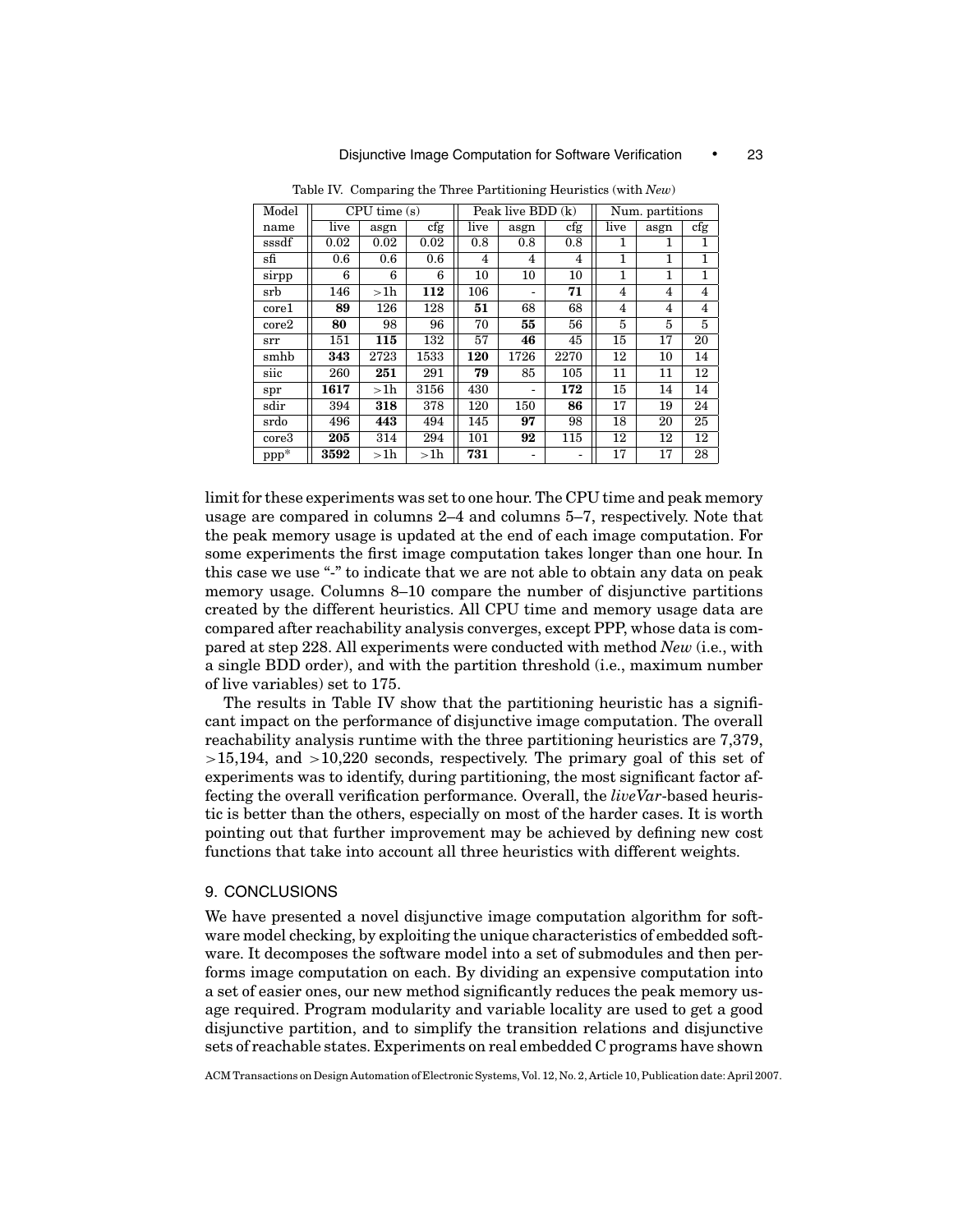Table IV. Comparing the Three Partitioning Heuristics (with *New*)

| Model | CPU time (s) | | | Peak live BDD (k) | | | Num. partitions | | |
|---|---|---|---|---|---|---|---|---|---|
| name | live | asgn | cfg | live | asgn | cfg | live | asgn | cfg |
| sssdf | 0.02 | 0.02 | 0.02 | 0.8 | 0.8 | 0.8 | 1 | 1 | 1 |
| sfi | 0.6 | 0.6 | 0.6 | 4 | 4 | 4 | 1 | 1 | 1 |
| sirpp | 6 | 6 | 6 | 10 | 10 | 10 | 1 | 1 | 1 |
| srb | 146 | >1h | **112** | 106 | - | **71** | 4 | 4 | 4 |
| core1 | **89** | 126 | 128 | **51** | 68 | 68 | 4 | 4 | 4 |
| core2 | **80** | 98 | 96 | 70 | **55** | 56 | 5 | 5 | 5 |
| srr | 151 | **115** | 132 | 57 | **46** | 45 | 15 | 17 | 20 |
| smhb | **343** | 2723 | 1533 | **120** | 1726 | 2270 | 12 | 10 | 14 |
| siic | 260 | **251** | 291 | **79** | 85 | 105 | 11 | 11 | 12 |
| spr | **1617** | >1h | 3156 | 430 | - | **172** | 15 | 14 | 14 |
| sdir | 394 | **318** | 378 | 120 | 150 | **86** | 17 | 19 | 24 |
| srdo | 496 | **443** | 494 | 145 | **97** | 98 | 18 | 20 | 25 |
| core3 | **205** | 314 | 294 | 101 | **92** | 115 | 12 | 12 | 12 |
| ppp* | **3592** | >1h | >1h | **731** | - | - | 17 | 17 | 28 |

limit for these experiments was set to one hour. The CPU time and peak memory usage are compared in columns 2–4 and columns 5–7, respectively. Note that the peak memory usage is updated at the end of each image computation. For some experiments the first image computation takes longer than one hour. In this case we use "-" to indicate that we are not able to obtain any data on peak memory usage. Columns 8–10 compare the number of disjunctive partitions created by the different heuristics. All CPU time and memory usage data are compared after reachability analysis converges, except PPP, whose data is compared at step 228. All experiments were conducted with method *New* (i.e., with a single BDD order), and with the partition threshold (i.e., maximum number of live variables) set to 175.

The results in Table IV show that the partitioning heuristic has a significant impact on the performance of disjunctive image computation. The overall reachability analysis runtime with the three partitioning heuristics are 7,379, >15,194, and >10,220 seconds, respectively. The primary goal of this set of experiments was to identify, during partitioning, the most significant factor affecting the overall verification performance. Overall, the *liveVar*-based heuristic is better than the others, especially on most of the harder cases. It is worth pointing out that further improvement may be achieved by defining new cost functions that take into account all three heuristics with different weights.

## 9. CONCLUSIONS

We have presented a novel disjunctive image computation algorithm for software model checking, by exploiting the unique characteristics of embedded software. It decomposes the software model into a set of submodules and then performs image computation on each. By dividing an expensive computation into a set of easier ones, our new method significantly reduces the peak memory usage required. Program modularity and variable locality are used to get a good disjunctive partition, and to simplify the transition relations and disjunctive sets of reachable states. Experiments on real embedded C programs have shown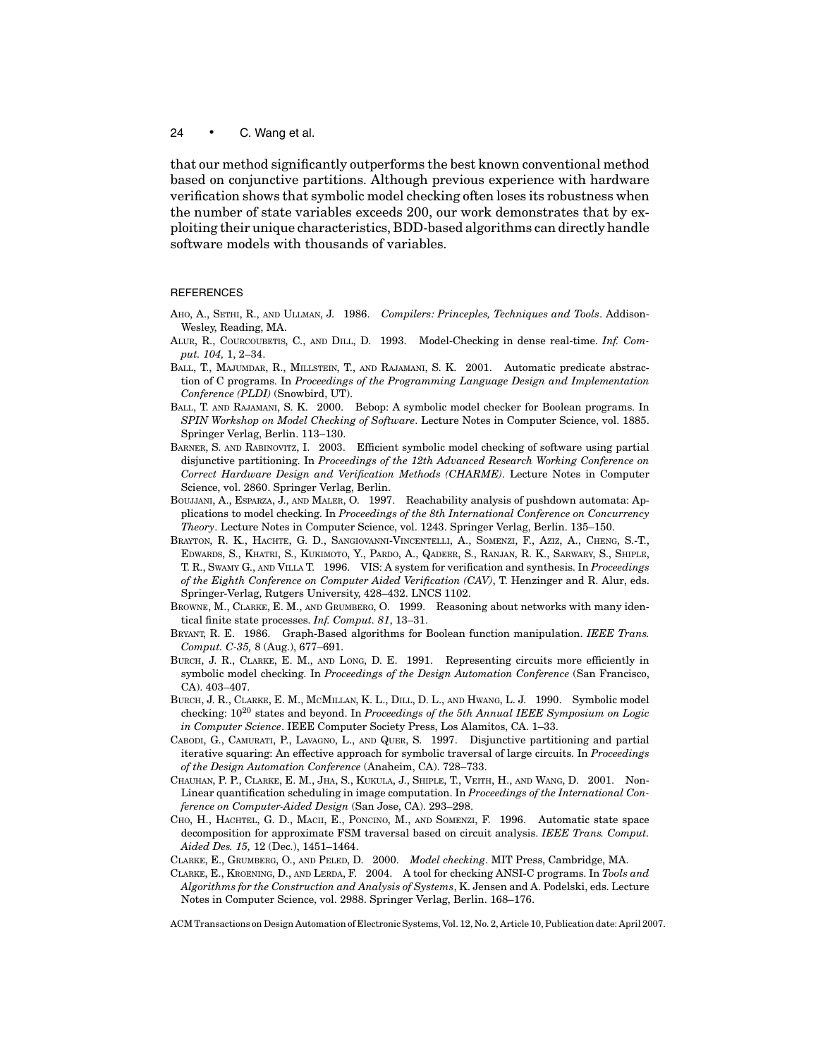that our method significantly outperforms the best known conventional method based on conjunctive partitions. Although previous experience with hardware verification shows that symbolic model checking often loses its robustness when the number of state variables exceeds 200, our work demonstrates that by exploiting their unique characteristics, BDD-based algorithms can directly handle software models with thousands of variables.

## REFERENCES

AHO, A., SETHI, R., AND ULLMAN, J. 1986. *Compilers: Principles, Techniques and Tools*. Addison-Wesley, Reading, MA.

ALUR, R., COURCOUBETIS, C., AND DILL, D. 1993. Model-Checking in dense real-time. *Inf. Comput. 104,* 1, 2–34.

BALL, T., MAJUMDAR, R., MILLSTEIN, T., AND RAJAMANI, S. K. 2001. Automatic predicate abstraction of C programs. In *Proceedings of the Programming Language Design and Implementation Conference (PLDI)* (Snowbird, UT).

BALL, T. AND RAJAMANI, S. K. 2000. Bebop: A symbolic model checker for Boolean programs. In *SPIN Workshop on Model Checking of Software*. Lecture Notes in Computer Science, vol. 1885. Springer Verlag, Berlin. 113–130.

BARNER, S. AND RABINOVITZ, I. 2003. Efficient symbolic model checking of software using partial disjunctive partitioning. In *Proceedings of the 12th Advanced Research Working Conference on Correct Hardware Design and Verification Methods (CHARME)*. Lecture Notes in Computer Science, vol. 2860. Springer Verlag, Berlin.

BOUJJANI, A., ESPARZA, J., AND MALER, O. 1997. Reachability analysis of pushdown automata: Applications to model checking. In *Proceedings of the 8th International Conference on Concurrency Theory*. Lecture Notes in Computer Science, vol. 1243. Springer Verlag, Berlin. 135–150.

BRAYTON, R. K., HACHTE, G. D., SANGIOVANNI-VINCENTELLI, A., SOMENZI, F., AZIZ, A., CHENG, S.-T., EDWARDS, S., KHATRI, S., KUKIMOTO, Y., PARDO, A., QADEER, S., RANJAN, R. K., SARWARY, S., SHIPLE, T. R., SWAMY G., AND VILLA T. 1996. VIS: A system for verification and synthesis. In *Proceedings of the Eighth Conference on Computer Aided Verification (CAV)*, T. Henzinger and R. Alur, eds. Springer-Verlag, Rutgers University, 428–432. LNCS 1102.

BROWNE, M., CLARKE, E. M., AND GRUMBERG, O. 1999. Reasoning about networks with many identical finite state processes. *Inf. Comput. 81*, 13–31.

BRYANT, R. E. 1986. Graph-Based algorithms for Boolean function manipulation. *IEEE Trans. Comput. C-35,* 8 (Aug.), 677–691.

BURCH, J. R., CLARKE, E. M., AND LONG, D. E. 1991. Representing circuits more efficiently in symbolic model checking. In *Proceedings of the Design Automation Conference* (San Francisco, CA). 403–407.

BURCH, J. R., CLARKE, E. M., MCMILLAN, K. L., DILL, D. L., AND HWANG, L. J. 1990. Symbolic model checking: $10^{20}$ states and beyond. In *Proceedings of the 5th Annual IEEE Symposium on Logic in Computer Science*. IEEE Computer Society Press, Los Alamitos, CA. 1–33.

CABODI, G., CAMURATI, P., LAVAGNO, L., AND QUER, S. 1997. Disjunctive partitioning and partial iterative squaring: An effective approach for symbolic traversal of large circuits. In *Proceedings of the Design Automation Conference* (Anaheim, CA). 728–733.

CHAUHAN, P. P., CLARKE, E. M., JHA, S., KUKULA, J., SHIPLE, T., VEITH, H., AND WANG, D. 2001. Non-Linear quantification scheduling in image computation. In *Proceedings of the International Conference on Computer-Aided Design* (San Jose, CA). 293–298.

CHO, H., HACHTEL, G. D., MACII, E., PONCINO, M., AND SOMENZI, F. 1996. Automatic state space decomposition for approximate FSM traversal based on circuit analysis. *IEEE Trans. Comput. Aided Des. 15,* 12 (Dec.), 1451–1464.

CLARKE, E., GRUMBERG, O., AND PELED, D. 2000. *Model checking*. MIT Press, Cambridge, MA.

CLARKE, E., KROENING, D., AND LERDA, F. 2004. A tool for checking ANSI-C programs. In *Tools and Algorithms for the Construction and Analysis of Systems*, K. Jensen and A. Podelski, eds. Lecture Notes in Computer Science, vol. 2988. Springer Verlag, Berlin. 168–176.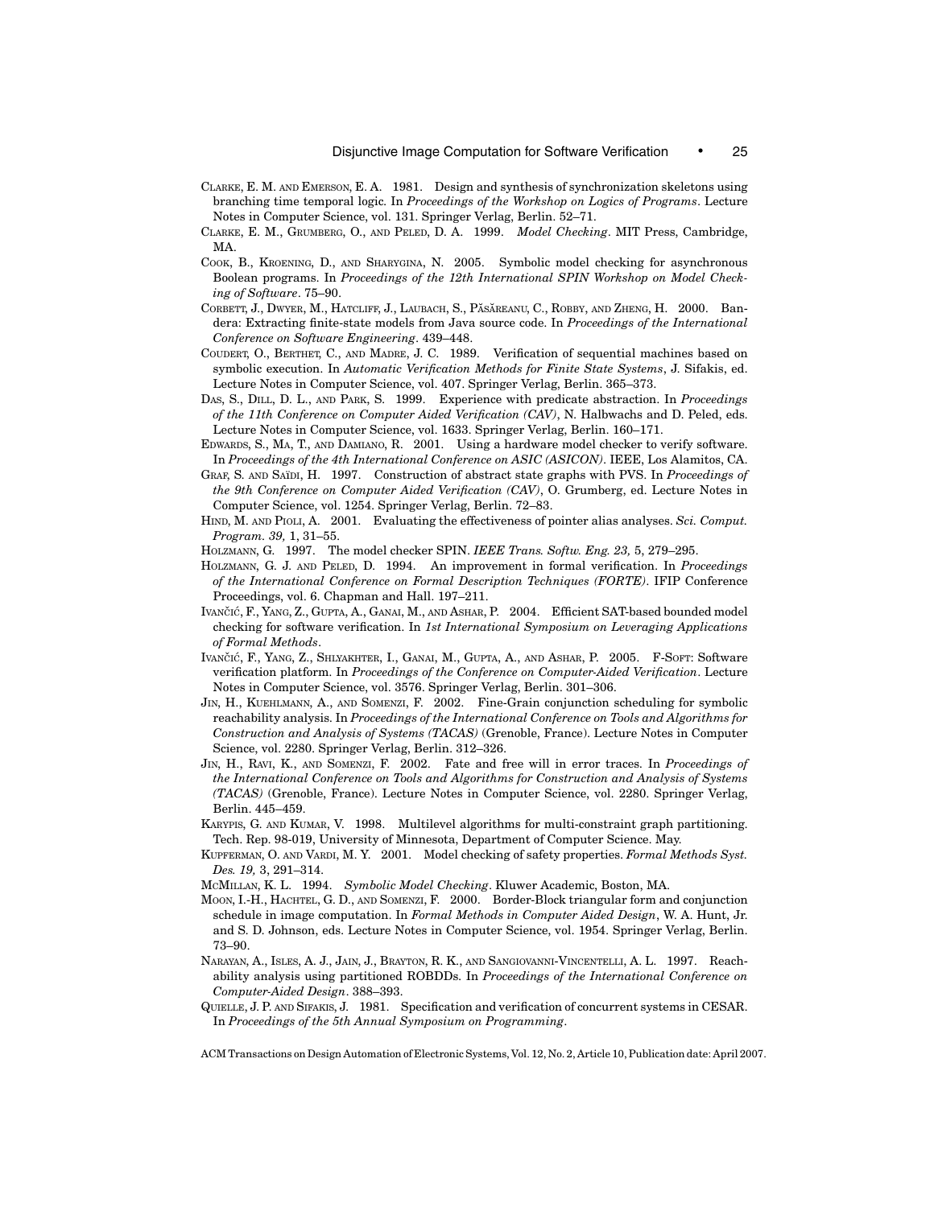Clarke, E. M. and Emerson, E. A. 1981. Design and synthesis of synchronization skeletons using branching time temporal logic. In *Proceedings of the Workshop on Logics of Programs*. Lecture Notes in Computer Science, vol. 131. Springer Verlag, Berlin. 52–71.

Clarke, E. M., Grumberg, O., and Peled, D. A. 1999. *Model Checking*. MIT Press, Cambridge, MA.

Cook, B., Kroening, D., and Sharygina, N. 2005. Symbolic model checking for asynchronous Boolean programs. In *Proceedings of the 12th International SPIN Workshop on Model Checking of Software*. 75–90.

Corbett, J., Dwyer, M., Hatcliff, J., Laubach, S., Păsăreanu, C., Robby, and Zheng, H. 2000. Bandera: Extracting finite-state models from Java source code. In *Proceedings of the International Conference on Software Engineering*. 439–448.

Coudert, O., Berthet, C., and Madre, J. C. 1989. Verification of sequential machines based on symbolic execution. In *Automatic Verification Methods for Finite State Systems*, J. Sifakis, ed. Lecture Notes in Computer Science, vol. 407. Springer Verlag, Berlin. 365–373.

Das, S., Dill, D. L., and Park, S. 1999. Experience with predicate abstraction. In *Proceedings of the 11th Conference on Computer Aided Verification (CAV)*, N. Halbwachs and D. Peled, eds. Lecture Notes in Computer Science, vol. 1633. Springer Verlag, Berlin. 160–171.

Edwards, S., Ma, T., and Damiano, R. 2001. Using a hardware model checker to verify software. In *Proceedings of the 4th International Conference on ASIC (ASICON)*. IEEE, Los Alamitos, CA.

Graf, S. and Saïdi, H. 1997. Construction of abstract state graphs with PVS. In *Proceedings of the 9th Conference on Computer Aided Verification (CAV)*, O. Grumberg, ed. Lecture Notes in Computer Science, vol. 1254. Springer Verlag, Berlin. 72–83.

Hind, M. and Pioli, A. 2001. Evaluating the effectiveness of pointer alias analyses. *Sci. Comput. Program. 39,* 1, 31–55.

Holzmann, G. 1997. The model checker SPIN. *IEEE Trans. Softw. Eng. 23,* 5, 279–295.

Holzmann, G. J. and Peled, D. 1994. An improvement in formal verification. In *Proceedings of the International Conference on Formal Description Techniques (FORTE)*. IFIP Conference Proceedings, vol. 6. Chapman and Hall. 197–211.

Ivančić, F., Yang, Z., Gupta, A., Ganai, M., and Ashar, P. 2004. Efficient SAT-based bounded model checking for software verification. In *1st International Symposium on Leveraging Applications of Formal Methods*.

Ivančić, F., Yang, Z., Shlyakhter, I., Ganai, M., Gupta, A., and Ashar, P. 2005. F-Soft: Software verification platform. In *Proceedings of the Conference on Computer-Aided Verification*. Lecture Notes in Computer Science, vol. 3576. Springer Verlag, Berlin. 301–306.

Jin, H., Kuehlmann, A., and Somenzi, F. 2002. Fine-Grain conjunction scheduling for symbolic reachability analysis. In *Proceedings of the International Conference on Tools and Algorithms for Construction and Analysis of Systems (TACAS)* (Grenoble, France). Lecture Notes in Computer Science, vol. 2280. Springer Verlag, Berlin. 312–326.

Jin, H., Ravi, K., and Somenzi, F. 2002. Fate and free will in error traces. In *Proceedings of the International Conference on Tools and Algorithms for Construction and Analysis of Systems (TACAS)* (Grenoble, France). Lecture Notes in Computer Science, vol. 2280. Springer Verlag, Berlin. 445–459.

Karypis, G. and Kumar, V. 1998. Multilevel algorithms for multi-constraint graph partitioning. Tech. Rep. 98-019, University of Minnesota, Department of Computer Science. May.

Kupferman, O. and Vardi, M. Y. 2001. Model checking of safety properties. *Formal Methods Syst. Des. 19,* 3, 291–314.

McMillan, K. L. 1994. *Symbolic Model Checking*. Kluwer Academic, Boston, MA.

Moon, I.-H., Hachtel, G. D., and Somenzi, F. 2000. Border-Block triangular form and conjunction schedule in image computation. In *Formal Methods in Computer Aided Design*, W. A. Hunt, Jr. and S. D. Johnson, eds. Lecture Notes in Computer Science, vol. 1954. Springer Verlag, Berlin. 73–90.

Narayan, A., Isles, A. J., Jain, J., Brayton, R. K., and Sangiovanni-Vincentelli, A. L. 1997. Reachability analysis using partitioned ROBDDs. In *Proceedings of the International Conference on Computer-Aided Design*. 388–393.

Quielle, J. P. and Sifakis, J. 1981. Specification and verification of concurrent systems in CESAR. In *Proceedings of the 5th Annual Symposium on Programming*.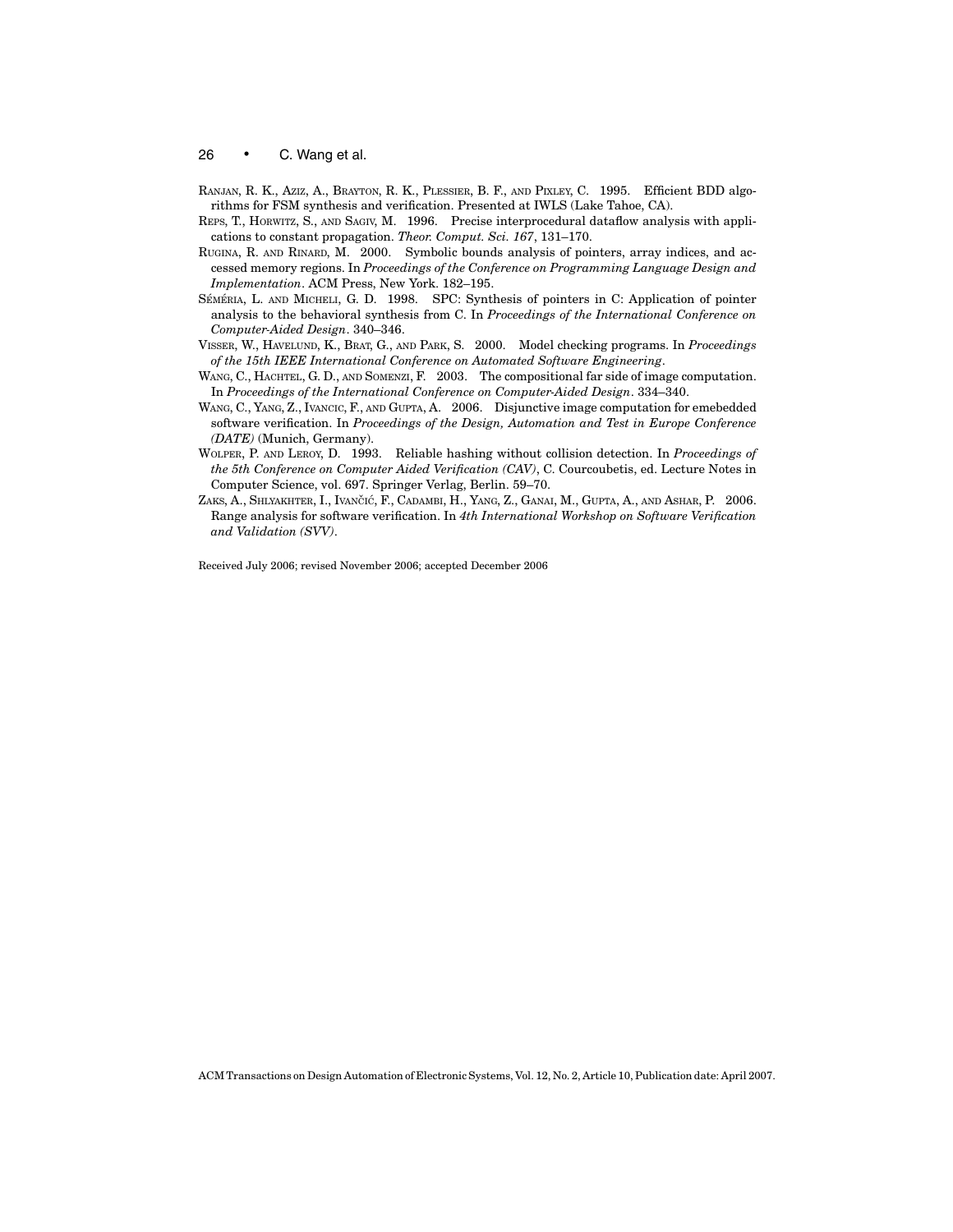RANJAN, R. K., AZIZ, A., BRAYTON, R. K., PLESSIER, B. F., AND PIXLEY, C. 1995. Efficient BDD algorithms for FSM synthesis and verification. Presented at IWLS (Lake Tahoe, CA).

REPS, T., HORWITZ, S., AND SAGIV, M. 1996. Precise interprocedural dataflow analysis with applications to constant propagation. *Theor. Comput. Sci. 167*, 131–170.

RUGINA, R. AND RINARD, M. 2000. Symbolic bounds analysis of pointers, array indices, and accessed memory regions. In *Proceedings of the Conference on Programming Language Design and Implementation*. ACM Press, New York. 182–195.

SÉMÉRIA, L. AND MICHELI, G. D. 1998. SPC: Synthesis of pointers in C: Application of pointer analysis to the behavioral synthesis from C. In *Proceedings of the International Conference on Computer-Aided Design*. 340–346.

VISSER, W., HAVELUND, K., BRAT, G., AND PARK, S. 2000. Model checking programs. In *Proceedings of the 15th IEEE International Conference on Automated Software Engineering*.

WANG, C., HACHTEL, G. D., AND SOMENZI, F. 2003. The compositional far side of image computation. In *Proceedings of the International Conference on Computer-Aided Design*. 334–340.

WANG, C., YANG, Z., IVANCIC, F., AND GUPTA, A. 2006. Disjunctive image computation for emebedded software verification. In *Proceedings of the Design, Automation and Test in Europe Conference (DATE)* (Munich, Germany).

WOLPER, P. AND LEROY, D. 1993. Reliable hashing without collision detection. In *Proceedings of the 5th Conference on Computer Aided Verification (CAV)*, C. Courcoubetis, ed. Lecture Notes in Computer Science, vol. 697. Springer Verlag, Berlin. 59–70.

ZAKS, A., SHLYAKHTER, I., IVANČIĆ, F., CADAMBI, H., YANG, Z., GANAI, M., GUPTA, A., AND ASHAR, P. 2006. Range analysis for software verification. In *4th International Workshop on Software Verification and Validation (SVV)*.

Received July 2006; revised November 2006; accepted December 2006